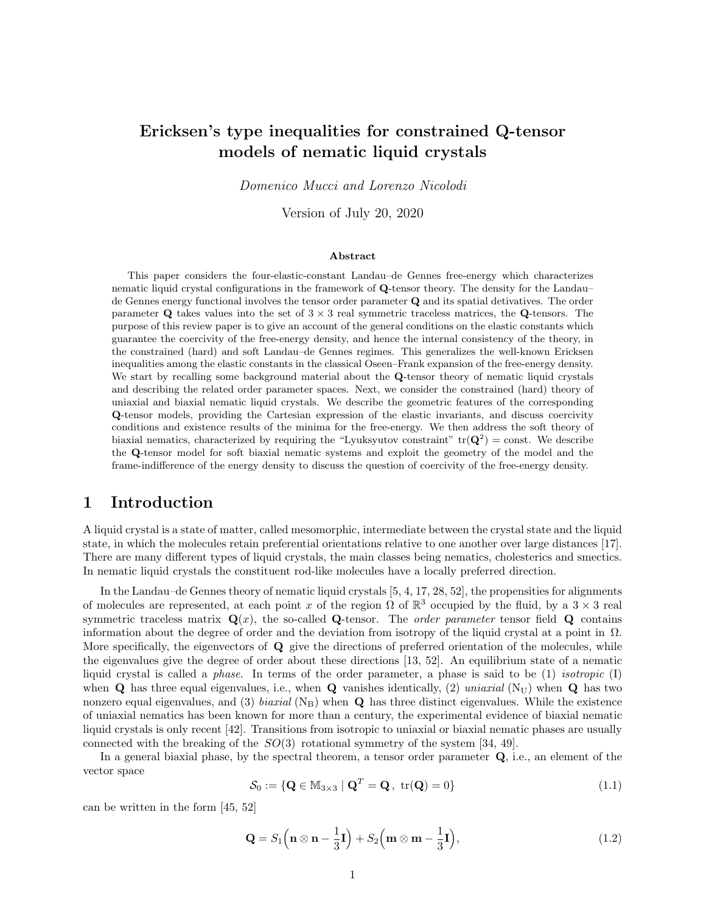#  Ericksen's type inequalities for constrained Q-tensor models of nematic liquid crystals

*Domenico Mucci and Lorenzo Nicolodi*

Version of July 20, 2020

### Abstract

This paper considers the four-elastic-constant Landau–de Gennes free-energy which characterizes nematic liquid crystal configurations in the framework of **Q**-tensor theory. The density for the Landau–de Gennes energy functional involves the tensor order parameter **Q** and its spatial detivatives. The order parameter **Q** takes values into the set of $3 \times 3$ real symmetric traceless matrices, the **Q**-tensors. The purpose of this review paper is to give an account of the general conditions on the elastic constants which guarantee the coercivity of the free-energy density, and hence the internal consistency of the theory, in the constrained (hard) and soft Landau–de Gennes regimes. This generalizes the well-known Ericksen inequalities among the elastic constants in the classical Oseen–Frank expansion of the free-energy density. We start by recalling some background material about the **Q**-tensor theory of nematic liquid crystals and describing the related order parameter spaces. Next, we consider the constrained (hard) theory of uniaxial and biaxial nematic liquid crystals. We describe the geometric features of the corresponding **Q**-tensor models, providing the Cartesian expression of the elastic invariants, and discuss coercivity conditions and existence results of the minima for the free-energy. We then address the soft theory of biaxial nematics, characterized by requiring the "Lyuksyutov constraint" $\mathrm{tr}(\mathbf{Q}^2) = \mathrm{const}$. We describe the **Q**-tensor model for soft biaxial nematic systems and exploit the geometry of the model and the frame-indifference of the energy density to discuss the question of coercivity of the free-energy density.

## 1 Introduction

A liquid crystal is a state of matter, called mesomorphic, intermediate between the crystal state and the liquid state, in which the molecules retain preferential orientations relative to one another over large distances [17]. There are many different types of liquid crystals, the main classes being nematics, cholesterics and smectics. In nematic liquid crystals the constituent rod-like molecules have a locally preferred direction.

In the Landau–de Gennes theory of nematic liquid crystals [5, 4, 17, 28, 52], the propensities for alignments of molecules are represented, at each point $x$ of the region $\Omega$ of $\mathbb{R}^3$ occupied by the fluid, by a $3 \times 3$ real symmetric traceless matrix $\mathbf{Q}(x)$, the so-called **Q**-tensor. The *order parameter* tensor field **Q** contains information about the degree of order and the deviation from isotropy of the liquid crystal at a point in $\Omega$. More specifically, the eigenvectors of **Q** give the directions of preferred orientation of the molecules, while the eigenvalues give the degree of order about these directions [13, 52]. An equilibrium state of a nematic liquid crystal is called a *phase*. In terms of the order parameter, a phase is said to be (1) *isotropic* (I) when **Q** has three equal eigenvalues, i.e., when **Q** vanishes identically, (2) *uniaxial* ($\mathrm{N_U}$) when **Q** has two nonzero equal eigenvalues, and (3) *biaxial* ($\mathrm{N_B}$) when **Q** has three distinct eigenvalues. While the existence of uniaxial nematics has been known for more than a century, the experimental evidence of biaxial nematic liquid crystals is only recent [42]. Transitions from isotropic to uniaxial or biaxial nematic phases are usually connected with the breaking of the $SO(3)$ rotational symmetry of the system [34, 49].

In a general biaxial phase, by the spectral theorem, a tensor order parameter **Q**, i.e., an element of the vector space

$$\mathcal{S}_0 := \{\mathbf{Q} \in \mathbb{M}_{3\times 3} \mid \mathbf{Q}^T = \mathbf{Q}\,,\ \mathrm{tr}(\mathbf{Q}) = 0\} \tag{1.1}$$

can be written in the form [45, 52]

$$\mathbf{Q} = S_1\Big(\mathbf{n} \otimes \mathbf{n} - \frac{1}{3}\mathbf{I}\Big) + S_2\Big(\mathbf{m} \otimes \mathbf{m} - \frac{1}{3}\mathbf{I}\Big), \tag{1.2}$$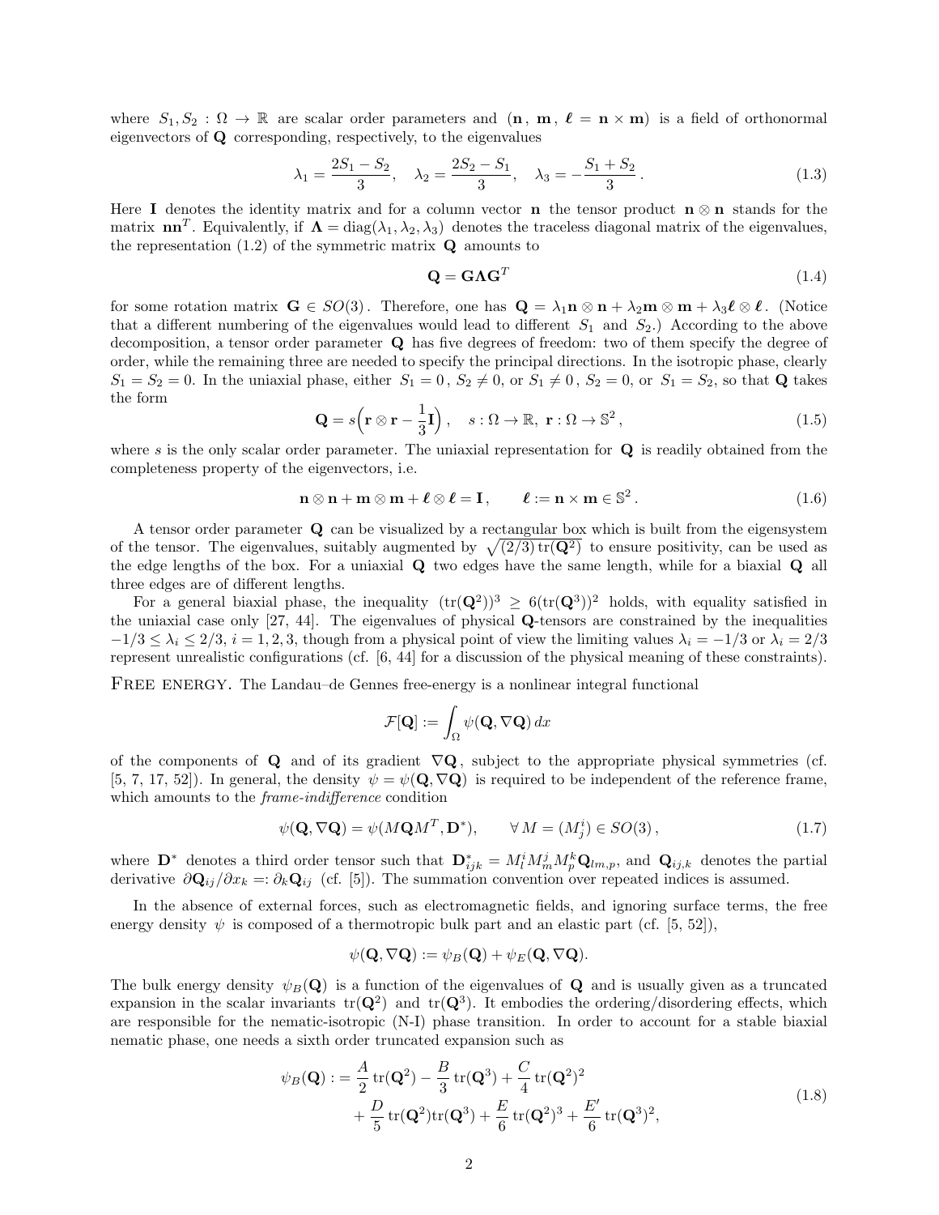where $S_1, S_2 : \Omega \to \mathbb{R}$ are scalar order parameters and $(\mathbf{n},\ \mathbf{m},\ \boldsymbol{\ell} = \mathbf{n} \times \mathbf{m})$ is a field of orthonormal eigenvectors of $\mathbf{Q}$ corresponding, respectively, to the eigenvalues

$$\lambda_1 = \frac{2S_1 - S_2}{3}, \quad \lambda_2 = \frac{2S_2 - S_1}{3}, \quad \lambda_3 = -\frac{S_1 + S_2}{3}\,. \tag{1.3}$$

Here $\mathbf{I}$ denotes the identity matrix and for a column vector $\mathbf{n}$ the tensor product $\mathbf{n} \otimes \mathbf{n}$ stands for the matrix $\mathbf{n}\mathbf{n}^T$. Equivalently, if $\boldsymbol{\Lambda} = \mathrm{diag}(\lambda_1, \lambda_2, \lambda_3)$ denotes the traceless diagonal matrix of the eigenvalues, the representation (1.2) of the symmetric matrix $\mathbf{Q}$ amounts to

$$\mathbf{Q} = \mathbf{G}\boldsymbol{\Lambda}\mathbf{G}^T \tag{1.4}$$

for some rotation matrix $\mathbf{G} \in SO(3)$. Therefore, one has $\mathbf{Q} = \lambda_1 \mathbf{n} \otimes \mathbf{n} + \lambda_2 \mathbf{m} \otimes \mathbf{m} + \lambda_3 \boldsymbol{\ell} \otimes \boldsymbol{\ell}$. (Notice that a different numbering of the eigenvalues would lead to different $S_1$ and $S_2$.) According to the above decomposition, a tensor order parameter $\mathbf{Q}$ has five degrees of freedom: two of them specify the degree of order, while the remaining three are needed to specify the principal directions. In the isotropic phase, clearly $S_1 = S_2 = 0$. In the uniaxial phase, either $S_1 = 0$, $S_2 \neq 0$, or $S_1 \neq 0$, $S_2 = 0$, or $S_1 = S_2$, so that $\mathbf{Q}$ takes the form

$$\mathbf{Q} = s\Big(\mathbf{r} \otimes \mathbf{r} - \frac{1}{3}\mathbf{I}\Big)\,, \quad s : \Omega \to \mathbb{R},\ \mathbf{r} : \Omega \to \mathbb{S}^2\,, \tag{1.5}$$

where $s$ is the only scalar order parameter. The uniaxial representation for $\mathbf{Q}$ is readily obtained from the completeness property of the eigenvectors, i.e.

$$\mathbf{n} \otimes \mathbf{n} + \mathbf{m} \otimes \mathbf{m} + \boldsymbol{\ell} \otimes \boldsymbol{\ell} = \mathbf{I}\,, \qquad \boldsymbol{\ell} := \mathbf{n} \times \mathbf{m} \in \mathbb{S}^2\,. \tag{1.6}$$

A tensor order parameter $\mathbf{Q}$ can be visualized by a rectangular box which is built from the eigensystem of the tensor. The eigenvalues, suitably augmented by $\sqrt{(2/3)\,\mathrm{tr}(\mathbf{Q}^2)}$ to ensure positivity, can be used as the edge lengths of the box. For a uniaxial $\mathbf{Q}$ two edges have the same length, while for a biaxial $\mathbf{Q}$ all three edges are of different lengths.

For a general biaxial phase, the inequality $(\mathrm{tr}(\mathbf{Q}^2))^3 \geq 6(\mathrm{tr}(\mathbf{Q}^3))^2$ holds, with equality satisfied in the uniaxial case only [27, 44]. The eigenvalues of physical $\mathbf{Q}$-tensors are constrained by the inequalities $-1/3 \leq \lambda_i \leq 2/3$, $i = 1, 2, 3$, though from a physical point of view the limiting values $\lambda_i = -1/3$ or $\lambda_i = 2/3$ represent unrealistic configurations (cf. [6, 44] for a discussion of the physical meaning of these constraints).

FREE ENERGY. The Landau–de Gennes free-energy is a nonlinear integral functional

$$\mathcal{F}[\mathbf{Q}] := \int_\Omega \psi(\mathbf{Q}, \nabla\mathbf{Q})\, dx$$

of the components of $\mathbf{Q}$ and of its gradient $\nabla\mathbf{Q}$, subject to the appropriate physical symmetries (cf. [5, 7, 17, 52]). In general, the density $\psi = \psi(\mathbf{Q}, \nabla\mathbf{Q})$ is required to be independent of the reference frame, which amounts to the *frame-indifference* condition

$$\psi(\mathbf{Q}, \nabla\mathbf{Q}) = \psi(M\mathbf{Q}M^T, \mathbf{D}^*), \qquad \forall\, M = (M^i_j) \in SO(3)\,, \tag{1.7}$$

where $\mathbf{D}^*$ denotes a third order tensor such that $\mathbf{D}^*_{ijk} = M^i_l M^j_m M^k_p \mathbf{Q}_{lm,p}$, and $\mathbf{Q}_{ij,k}$ denotes the partial derivative $\partial\mathbf{Q}_{ij}/\partial x_k =: \partial_k \mathbf{Q}_{ij}$ (cf. [5]). The summation convention over repeated indices is assumed.

In the absence of external forces, such as electromagnetic fields, and ignoring surface terms, the free energy density $\psi$ is composed of a thermotropic bulk part and an elastic part (cf. [5, 52]),

$$\psi(\mathbf{Q}, \nabla\mathbf{Q}) := \psi_B(\mathbf{Q}) + \psi_E(\mathbf{Q}, \nabla\mathbf{Q}).$$

The bulk energy density $\psi_B(\mathbf{Q})$ is a function of the eigenvalues of $\mathbf{Q}$ and is usually given as a truncated expansion in the scalar invariants $\mathrm{tr}(\mathbf{Q}^2)$ and $\mathrm{tr}(\mathbf{Q}^3)$. It embodies the ordering/disordering effects, which are responsible for the nematic-isotropic (N-I) phase transition. In order to account for a stable biaxial nematic phase, one needs a sixth order truncated expansion such as

$$\begin{aligned}\psi_B(\mathbf{Q}) :=\ & \frac{A}{2}\,\mathrm{tr}(\mathbf{Q}^2) - \frac{B}{3}\,\mathrm{tr}(\mathbf{Q}^3) + \frac{C}{4}\,\mathrm{tr}(\mathbf{Q}^2)^2 \\ & + \frac{D}{5}\,\mathrm{tr}(\mathbf{Q}^2)\mathrm{tr}(\mathbf{Q}^3) + \frac{E}{6}\,\mathrm{tr}(\mathbf{Q}^2)^3 + \frac{E'}{6}\,\mathrm{tr}(\mathbf{Q}^3)^2,\end{aligned} \tag{1.8}$$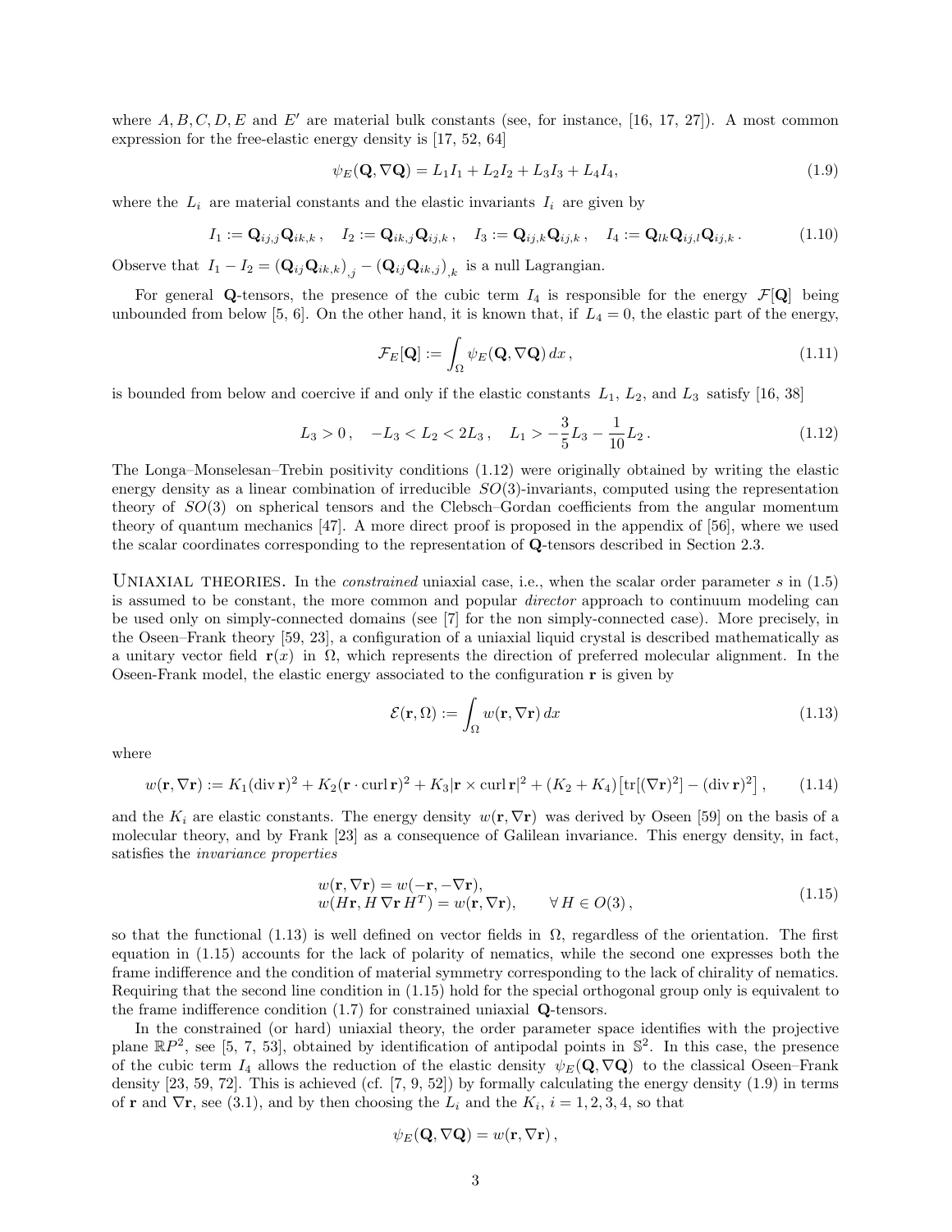where $A, B, C, D, E$ and $E'$ are material bulk constants (see, for instance, [16, 17, 27]). A most common expression for the free-elastic energy density is [17, 52, 64]

$$\psi_E(\mathbf{Q}, \nabla\mathbf{Q}) = L_1 I_1 + L_2 I_2 + L_3 I_3 + L_4 I_4, \tag{1.9}$$

where the $L_i$ are material constants and the elastic invariants $I_i$ are given by

$$I_1 := \mathbf{Q}_{ij,j}\mathbf{Q}_{ik,k}\,, \quad I_2 := \mathbf{Q}_{ik,j}\mathbf{Q}_{ij,k}\,, \quad I_3 := \mathbf{Q}_{ij,k}\mathbf{Q}_{ij,k}\,, \quad I_4 := \mathbf{Q}_{lk}\mathbf{Q}_{ij,l}\mathbf{Q}_{ij,k}\,. \tag{1.10}$$

Observe that $I_1 - I_2 = \left(\mathbf{Q}_{ij}\mathbf{Q}_{ik,k}\right)_{,j} - \left(\mathbf{Q}_{ij}\mathbf{Q}_{ik,j}\right)_{,k}$ is a null Lagrangian.

For general $\mathbf{Q}$-tensors, the presence of the cubic term $I_4$ is responsible for the energy $\mathcal{F}[\mathbf{Q}]$ being unbounded from below [5, 6]. On the other hand, it is known that, if $L_4 = 0$, the elastic part of the energy,

$$\mathcal{F}_E[\mathbf{Q}] := \int_\Omega \psi_E(\mathbf{Q}, \nabla\mathbf{Q})\, dx\,, \tag{1.11}$$

is bounded from below and coercive if and only if the elastic constants $L_1$, $L_2$, and $L_3$ satisfy [16, 38]

$$L_3 > 0\,, \quad -L_3 < L_2 < 2L_3\,, \quad L_1 > -\frac{3}{5}L_3 - \frac{1}{10}L_2\,. \tag{1.12}$$

The Longa–Monselesan–Trebin positivity conditions (1.12) were originally obtained by writing the elastic energy density as a linear combination of irreducible $SO(3)$-invariants, computed using the representation theory of $SO(3)$ on spherical tensors and the Clebsch–Gordan coefficients from the angular momentum theory of quantum mechanics [47]. A more direct proof is proposed in the appendix of [56], where we used the scalar coordinates corresponding to the representation of $\mathbf{Q}$-tensors described in Section 2.3.

Uniaxial theories. In the *constrained* uniaxial case, i.e., when the scalar order parameter $s$ in (1.5) is assumed to be constant, the more common and popular *director* approach to continuum modeling can be used only on simply-connected domains (see [7] for the non simply-connected case). More precisely, in the Oseen–Frank theory [59, 23], a configuration of a uniaxial liquid crystal is described mathematically as a unitary vector field $\mathbf{r}(x)$ in $\Omega$, which represents the direction of preferred molecular alignment. In the Oseen-Frank model, the elastic energy associated to the configuration $\mathbf{r}$ is given by

$$\mathcal{E}(\mathbf{r}, \Omega) := \int_\Omega w(\mathbf{r}, \nabla\mathbf{r})\, dx \tag{1.13}$$

where

$$w(\mathbf{r}, \nabla\mathbf{r}) := K_1(\operatorname{div}\mathbf{r})^2 + K_2(\mathbf{r}\cdot\operatorname{curl}\mathbf{r})^2 + K_3|\mathbf{r}\times\operatorname{curl}\mathbf{r}|^2 + (K_2 + K_4)\big[\operatorname{tr}[(\nabla\mathbf{r})^2] - (\operatorname{div}\mathbf{r})^2\big]\,, \tag{1.14}$$

and the $K_i$ are elastic constants. The energy density $w(\mathbf{r}, \nabla\mathbf{r})$ was derived by Oseen [59] on the basis of a molecular theory, and by Frank [23] as a consequence of Galilean invariance. This energy density, in fact, satisfies the *invariance properties*

$$\begin{aligned} &w(\mathbf{r}, \nabla\mathbf{r}) = w(-\mathbf{r}, -\nabla\mathbf{r}), \\ &w(H\mathbf{r}, H\,\nabla\mathbf{r}\,H^T) = w(\mathbf{r}, \nabla\mathbf{r}), \qquad \forall\, H \in O(3)\,, \end{aligned} \tag{1.15}$$

so that the functional (1.13) is well defined on vector fields in $\Omega$, regardless of the orientation. The first equation in (1.15) accounts for the lack of polarity of nematics, while the second one expresses both the frame indifference and the condition of material symmetry corresponding to the lack of chirality of nematics. Requiring that the second line condition in (1.15) hold for the special orthogonal group only is equivalent to the frame indifference condition (1.7) for constrained uniaxial $\mathbf{Q}$-tensors.

In the constrained (or hard) uniaxial theory, the order parameter space identifies with the projective plane $\mathbb{R}P^2$, see [5, 7, 53], obtained by identification of antipodal points in $\mathbb{S}^2$. In this case, the presence of the cubic term $I_4$ allows the reduction of the elastic density $\psi_E(\mathbf{Q}, \nabla\mathbf{Q})$ to the classical Oseen–Frank density [23, 59, 72]. This is achieved (cf. [7, 9, 52]) by formally calculating the energy density (1.9) in terms of $\mathbf{r}$ and $\nabla\mathbf{r}$, see (3.1), and by then choosing the $L_i$ and the $K_i$, $i = 1, 2, 3, 4$, so that

$$\psi_E(\mathbf{Q}, \nabla\mathbf{Q}) = w(\mathbf{r}, \nabla\mathbf{r})\,,$$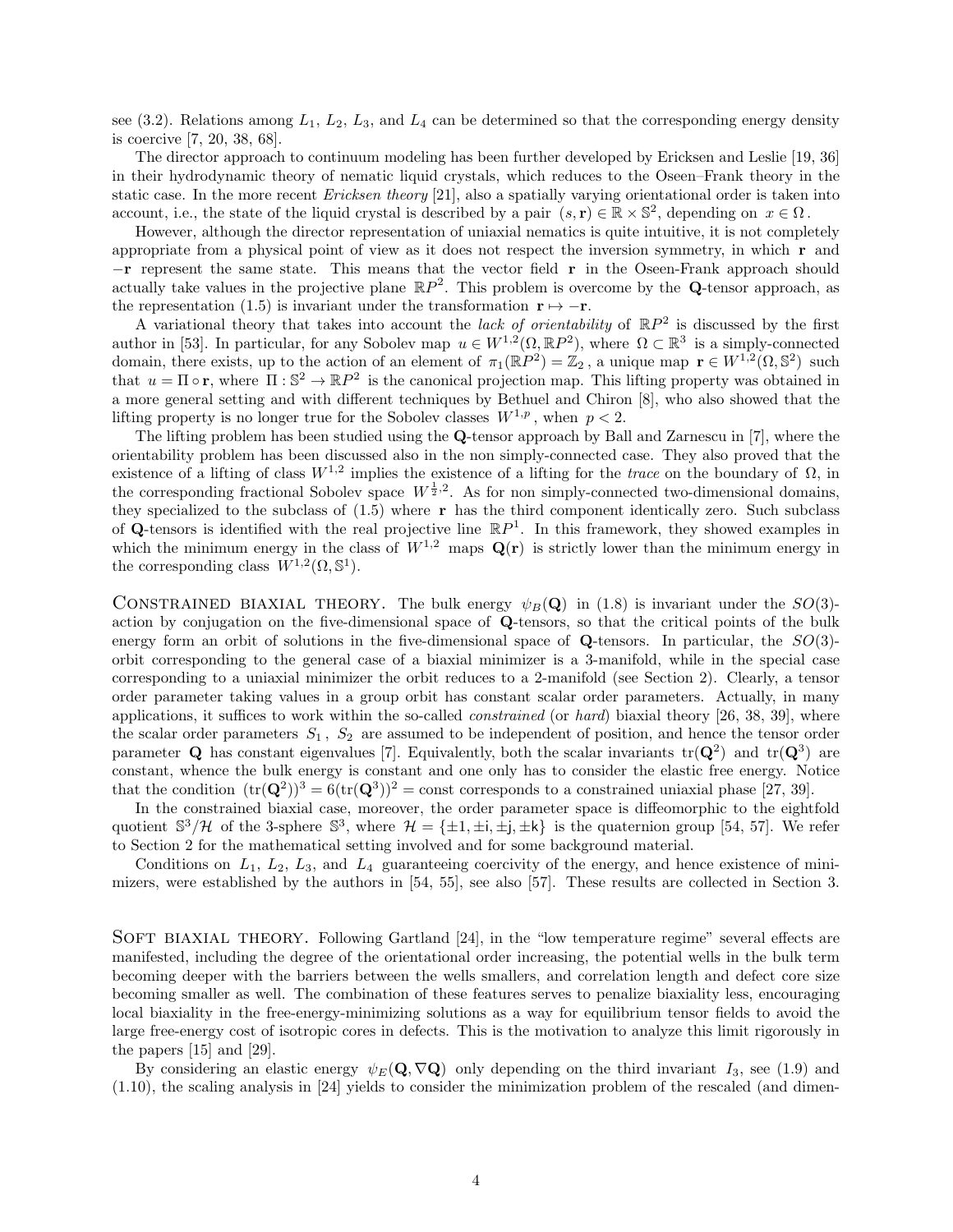see (3.2). Relations among $L_1$, $L_2$, $L_3$, and $L_4$ can be determined so that the corresponding energy density is coercive [7, 20, 38, 68].

The director approach to continuum modeling has been further developed by Ericksen and Leslie [19, 36] in their hydrodynamic theory of nematic liquid crystals, which reduces to the Oseen–Frank theory in the static case. In the more recent *Ericksen theory* [21], also a spatially varying orientational order is taken into account, i.e., the state of the liquid crystal is described by a pair $(s, \mathbf{r}) \in \mathbb{R} \times \mathbb{S}^2$, depending on $x \in \Omega$.

However, although the director representation of uniaxial nematics is quite intuitive, it is not completely appropriate from a physical point of view as it does not respect the inversion symmetry, in which $\mathbf{r}$ and $-\mathbf{r}$ represent the same state. This means that the vector field $\mathbf{r}$ in the Oseen-Frank approach should actually take values in the projective plane $\mathbb{R}P^2$. This problem is overcome by the $\mathbf{Q}$-tensor approach, as the representation (1.5) is invariant under the transformation $\mathbf{r} \mapsto -\mathbf{r}$.

A variational theory that takes into account the *lack of orientability* of $\mathbb{R}P^2$ is discussed by the first author in [53]. In particular, for any Sobolev map $u \in W^{1,2}(\Omega, \mathbb{R}P^2)$, where $\Omega \subset \mathbb{R}^3$ is a simply-connected domain, there exists, up to the action of an element of $\pi_1(\mathbb{R}P^2) = \mathbb{Z}_2$, a unique map $\mathbf{r} \in W^{1,2}(\Omega, \mathbb{S}^2)$ such that $u = \Pi \circ \mathbf{r}$, where $\Pi : \mathbb{S}^2 \to \mathbb{R}P^2$ is the canonical projection map. This lifting property was obtained in a more general setting and with different techniques by Bethuel and Chiron [8], who also showed that the lifting property is no longer true for the Sobolev classes $W^{1,p}$, when $p < 2$.

The lifting problem has been studied using the $\mathbf{Q}$-tensor approach by Ball and Zarnescu in [7], where the orientability problem has been discussed also in the non simply-connected case. They also proved that the existence of a lifting of class $W^{1,2}$ implies the existence of a lifting for the *trace* on the boundary of $\Omega$, in the corresponding fractional Sobolev space $W^{\frac{1}{2},2}$. As for non simply-connected two-dimensional domains, they specialized to the subclass of (1.5) where $\mathbf{r}$ has the third component identically zero. Such subclass of $\mathbf{Q}$-tensors is identified with the real projective line $\mathbb{R}P^1$. In this framework, they showed examples in which the minimum energy in the class of $W^{1,2}$ maps $\mathbf{Q}(\mathbf{r})$ is strictly lower than the minimum energy in the corresponding class $W^{1,2}(\Omega, \mathbb{S}^1)$.

CONSTRAINED BIAXIAL THEORY. The bulk energy $\psi_B(\mathbf{Q})$ in (1.8) is invariant under the $SO(3)$-action by conjugation on the five-dimensional space of $\mathbf{Q}$-tensors, so that the critical points of the bulk energy form an orbit of solutions in the five-dimensional space of $\mathbf{Q}$-tensors. In particular, the $SO(3)$-orbit corresponding to the general case of a biaxial minimizer is a 3-manifold, while in the special case corresponding to a uniaxial minimizer the orbit reduces to a 2-manifold (see Section 2). Clearly, a tensor order parameter taking values in a group orbit has constant scalar order parameters. Actually, in many applications, it suffices to work within the so-called *constrained* (or *hard*) biaxial theory [26, 38, 39], where the scalar order parameters $S_1$, $S_2$ are assumed to be independent of position, and hence the tensor order parameter $\mathbf{Q}$ has constant eigenvalues [7]. Equivalently, both the scalar invariants $\mathrm{tr}(\mathbf{Q}^2)$ and $\mathrm{tr}(\mathbf{Q}^3)$ are constant, whence the bulk energy is constant and one only has to consider the elastic free energy. Notice that the condition $(\mathrm{tr}(\mathbf{Q}^2))^3 = 6(\mathrm{tr}(\mathbf{Q}^3))^2 = \text{const}$ corresponds to a constrained uniaxial phase [27, 39].

In the constrained biaxial case, moreover, the order parameter space is diffeomorphic to the eightfold quotient $\mathbb{S}^3/\mathcal{H}$ of the 3-sphere $\mathbb{S}^3$, where $\mathcal{H} = \{\pm 1, \pm \mathsf{i}, \pm \mathsf{j}, \pm \mathsf{k}\}$ is the quaternion group [54, 57]. We refer to Section 2 for the mathematical setting involved and for some background material.

Conditions on $L_1$, $L_2$, $L_3$, and $L_4$ guaranteeing coercivity of the energy, and hence existence of minimizers, were established by the authors in [54, 55], see also [57]. These results are collected in Section 3.

SOFT BIAXIAL THEORY. Following Gartland [24], in the "low temperature regime" several effects are manifested, including the degree of the orientational order increasing, the potential wells in the bulk term becoming deeper with the barriers between the wells smallers, and correlation length and defect core size becoming smaller as well. The combination of these features serves to penalize biaxiality less, encouraging local biaxiality in the free-energy-minimizing solutions as a way for equilibrium tensor fields to avoid the large free-energy cost of isotropic cores in defects. This is the motivation to analyze this limit rigorously in the papers [15] and [29].

By considering an elastic energy $\psi_E(\mathbf{Q}, \nabla\mathbf{Q})$ only depending on the third invariant $I_3$, see (1.9) and (1.10), the scaling analysis in [24] yields to consider the minimization problem of the rescaled (and dimen-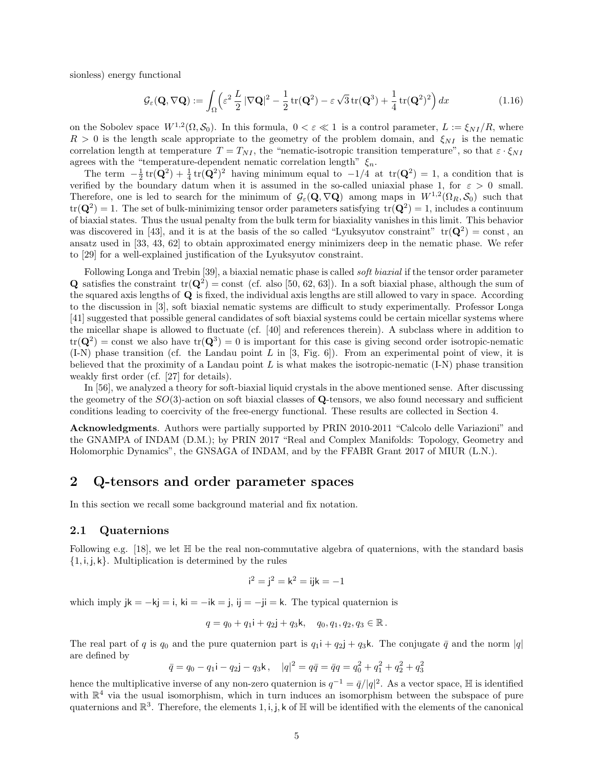sionless) energy functional

$$\mathcal{G}_\varepsilon(\mathbf{Q}, \nabla\mathbf{Q}) := \int_\Omega \Big( \varepsilon^2 \frac{L}{2} |\nabla \mathbf{Q}|^2 - \frac{1}{2} \operatorname{tr}(\mathbf{Q}^2) - \varepsilon \sqrt{3} \operatorname{tr}(\mathbf{Q}^3) + \frac{1}{4} \operatorname{tr}(\mathbf{Q}^2)^2 \Big)\, dx \tag{1.16}$$

on the Sobolev space $W^{1,2}(\Omega, \mathcal{S}_0)$. In this formula, $0 < \varepsilon \ll 1$ is a control parameter, $L := \xi_{NI}/R$, where $R > 0$ is the length scale appropriate to the geometry of the problem domain, and $\xi_{NI}$ is the nematic correlation length at temperature $T = T_{NI}$, the "nematic-isotropic transition temperature", so that $\varepsilon \cdot \xi_{NI}$ agrees with the "temperature-dependent nematic correlation length" $\xi_n$.

The term $-\frac{1}{2}\operatorname{tr}(\mathbf{Q}^2) + \frac{1}{4}\operatorname{tr}(\mathbf{Q}^2)^2$ having minimum equal to $-1/4$ at $\operatorname{tr}(\mathbf{Q}^2) = 1$, a condition that is verified by the boundary datum when it is assumed in the so-called uniaxial phase 1, for $\varepsilon > 0$ small. Therefore, one is led to search for the minimum of $\mathcal{G}_\varepsilon(\mathbf{Q}, \nabla\mathbf{Q})$ among maps in $W^{1,2}(\Omega_R, \mathcal{S}_0)$ such that $\operatorname{tr}(\mathbf{Q}^2) = 1$. The set of bulk-minimizing tensor order parameters satisfying $\operatorname{tr}(\mathbf{Q}^2) = 1$, includes a continuum of biaxial states. Thus the usual penalty from the bulk term for biaxiality vanishes in this limit. This behavior was discovered in [43], and it is at the basis of the so called "Lyuksyutov constraint" $\operatorname{tr}(\mathbf{Q}^2) = \text{const}$, an ansatz used in [33, 43, 62] to obtain approximated energy minimizers deep in the nematic phase. We refer to [29] for a well-explained justification of the Lyuksyutov constraint.

Following Longa and Trebin [39], a biaxial nematic phase is called *soft biaxial* if the tensor order parameter $\mathbf{Q}$ satisfies the constraint $\operatorname{tr}(\mathbf{Q}^2) = \text{const}$ (cf. also [50, 62, 63]). In a soft biaxial phase, although the sum of the squared axis lengths of $\mathbf{Q}$ is fixed, the individual axis lengths are still allowed to vary in space. According to the discussion in [3], soft biaxial nematic systems are difficult to study experimentally. Professor Longa [41] suggested that possible general candidates of soft biaxial systems could be certain micellar systems where the micellar shape is allowed to fluctuate (cf. [40] and references therein). A subclass where in addition to $\operatorname{tr}(\mathbf{Q}^2) = \text{const}$ we also have $\operatorname{tr}(\mathbf{Q}^3) = 0$ is important for this case is giving second order isotropic-nematic (I-N) phase transition (cf. the Landau point $L$ in [3, Fig. 6]). From an experimental point of view, it is believed that the proximity of a Landau point $L$ is what makes the isotropic-nematic (I-N) phase transition weakly first order (cf. [27] for details).

In [56], we analyzed a theory for soft-biaxial liquid crystals in the above mentioned sense. After discussing the geometry of the $SO(3)$-action on soft biaxial classes of $\mathbf{Q}$-tensors, we also found necessary and sufficient conditions leading to coercivity of the free-energy functional. These results are collected in Section 4.

**Acknowledgments**. Authors were partially supported by PRIN 2010-2011 "Calcolo delle Variazioni" and the GNAMPA of INDAM (D.M.); by PRIN 2017 "Real and Complex Manifolds: Topology, Geometry and Holomorphic Dynamics", the GNSAGA of INDAM, and by the FFABR Grant 2017 of MIUR (L.N.).

## 2 Q-tensors and order parameter spaces

In this section we recall some background material and fix notation.

### 2.1 Quaternions

Following e.g. [18], we let $\mathbb{H}$ be the real non-commutative algebra of quaternions, with the standard basis $\{1, \mathsf{i}, \mathsf{j}, \mathsf{k}\}$. Multiplication is determined by the rules

$$\mathsf{i}^2 = \mathsf{j}^2 = \mathsf{k}^2 = \mathsf{ijk} = -1$$

which imply $\mathsf{jk} = -\mathsf{kj} = \mathsf{i}$, $\mathsf{ki} = -\mathsf{ik} = \mathsf{j}$, $\mathsf{ij} = -\mathsf{ji} = \mathsf{k}$. The typical quaternion is

$$q = q_0 + q_1\mathsf{i} + q_2\mathsf{j} + q_3\mathsf{k}, \quad q_0, q_1, q_2, q_3 \in \mathbb{R}\,.$$

The real part of $q$ is $q_0$ and the pure quaternion part is $q_1\mathsf{i} + q_2\mathsf{j} + q_3\mathsf{k}$. The conjugate $\bar{q}$ and the norm $|q|$ are defined by

$$\bar{q} = q_0 - q_1\mathsf{i} - q_2\mathsf{j} - q_3\mathsf{k}\,, \quad |q|^2 = q\bar{q} = \bar{q}q = q_0^2 + q_1^2 + q_2^2 + q_3^2$$

hence the multiplicative inverse of any non-zero quaternion is $q^{-1} = \bar{q}/|q|^2$. As a vector space, $\mathbb{H}$ is identified with $\mathbb{R}^4$ via the usual isomorphism, which in turn induces an isomorphism between the subspace of pure quaternions and $\mathbb{R}^3$. Therefore, the elements $1, \mathsf{i}, \mathsf{j}, \mathsf{k}$ of $\mathbb{H}$ will be identified with the elements of the canonical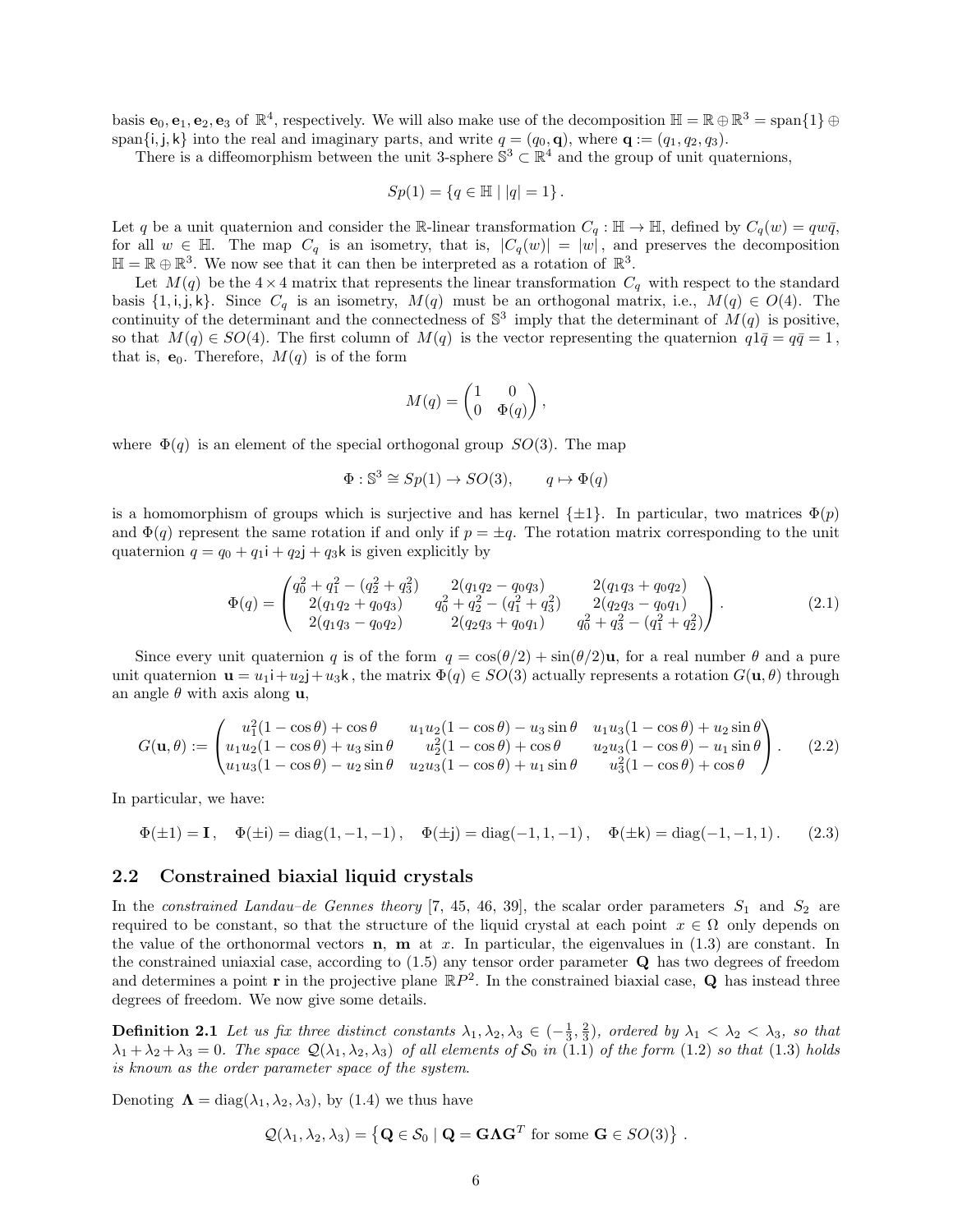basis $\mathbf{e}_0, \mathbf{e}_1, \mathbf{e}_2, \mathbf{e}_3$ of $\mathbb{R}^4$, respectively. We will also make use of the decomposition $\mathbb{H} = \mathbb{R} \oplus \mathbb{R}^3 = \text{span}\{1\} \oplus \text{span}\{\mathsf{i}, \mathsf{j}, \mathsf{k}\}$ into the real and imaginary parts, and write $q = (q_0, \mathbf{q})$, where $\mathbf{q} := (q_1, q_2, q_3)$.

There is a diffeomorphism between the unit 3-sphere $\mathbb{S}^3 \subset \mathbb{R}^4$ and the group of unit quaternions,

$$Sp(1) = \{q \in \mathbb{H} \mid |q| = 1\}.$$

Let $q$ be a unit quaternion and consider the $\mathbb{R}$-linear transformation $C_q : \mathbb{H} \to \mathbb{H}$, defined by $C_q(w) = qw\bar{q}$, for all $w \in \mathbb{H}$. The map $C_q$ is an isometry, that is, $|C_q(w)| = |w|$, and preserves the decomposition $\mathbb{H} = \mathbb{R} \oplus \mathbb{R}^3$. We now see that it can then be interpreted as a rotation of $\mathbb{R}^3$.

Let $M(q)$ be the $4 \times 4$ matrix that represents the linear transformation $C_q$ with respect to the standard basis $\{1, \mathsf{i}, \mathsf{j}, \mathsf{k}\}$. Since $C_q$ is an isometry, $M(q)$ must be an orthogonal matrix, i.e., $M(q) \in O(4)$. The continuity of the determinant and the connectedness of $\mathbb{S}^3$ imply that the determinant of $M(q)$ is positive, so that $M(q) \in SO(4)$. The first column of $M(q)$ is the vector representing the quaternion $q1\bar{q} = q\bar{q} = 1$, that is, $\mathbf{e}_0$. Therefore, $M(q)$ is of the form

$$M(q) = \begin{pmatrix} 1 & 0 \\ 0 & \Phi(q) \end{pmatrix},$$

where $\Phi(q)$ is an element of the special orthogonal group $SO(3)$. The map

$$\Phi : \mathbb{S}^3 \cong Sp(1) \to SO(3), \qquad q \mapsto \Phi(q)$$

is a homomorphism of groups which is surjective and has kernel $\{\pm 1\}$. In particular, two matrices $\Phi(p)$ and $\Phi(q)$ represent the same rotation if and only if $p = \pm q$. The rotation matrix corresponding to the unit quaternion $q = q_0 + q_1\mathsf{i} + q_2\mathsf{j} + q_3\mathsf{k}$ is given explicitly by

$$\Phi(q) = \begin{pmatrix} q_0^2 + q_1^2 - (q_2^2 + q_3^2) & 2(q_1q_2 - q_0q_3) & 2(q_1q_3 + q_0q_2) \\ 2(q_1q_2 + q_0q_3) & q_0^2 + q_2^2 - (q_1^2 + q_3^2) & 2(q_2q_3 - q_0q_1) \\ 2(q_1q_3 - q_0q_2) & 2(q_2q_3 + q_0q_1) & q_0^2 + q_3^2 - (q_1^2 + q_2^2) \end{pmatrix}. \tag{2.1}$$

Since every unit quaternion $q$ is of the form $q = \cos(\theta/2) + \sin(\theta/2)\mathbf{u}$, for a real number $\theta$ and a pure unit quaternion $\mathbf{u} = u_1\mathsf{i} + u_2\mathsf{j} + u_3\mathsf{k}$, the matrix $\Phi(q) \in SO(3)$ actually represents a rotation $G(\mathbf{u}, \theta)$ through an angle $\theta$ with axis along $\mathbf{u}$,

$$G(\mathbf{u}, \theta) := \begin{pmatrix} u_1^2(1-\cos\theta) + \cos\theta & u_1u_2(1-\cos\theta) - u_3\sin\theta & u_1u_3(1-\cos\theta) + u_2\sin\theta \\ u_1u_2(1-\cos\theta) + u_3\sin\theta & u_2^2(1-\cos\theta) + \cos\theta & u_2u_3(1-\cos\theta) - u_1\sin\theta \\ u_1u_3(1-\cos\theta) - u_2\sin\theta & u_2u_3(1-\cos\theta) + u_1\sin\theta & u_3^2(1-\cos\theta) + \cos\theta \end{pmatrix}. \tag{2.2}$$

In particular, we have:

$$\Phi(\pm 1) = \mathbf{I}, \quad \Phi(\pm\mathsf{i}) = \text{diag}(1, -1, -1), \quad \Phi(\pm\mathsf{j}) = \text{diag}(-1, 1, -1), \quad \Phi(\pm\mathsf{k}) = \text{diag}(-1, -1, 1). \tag{2.3}$$

## 2.2 Constrained biaxial liquid crystals

In the *constrained Landau–de Gennes theory* [7, 45, 46, 39], the scalar order parameters $S_1$ and $S_2$ are required to be constant, so that the structure of the liquid crystal at each point $x \in \Omega$ only depends on the value of the orthonormal vectors $\mathbf{n}$, $\mathbf{m}$ at $x$. In particular, the eigenvalues in (1.3) are constant. In the constrained uniaxial case, according to (1.5) any tensor order parameter $\mathbf{Q}$ has two degrees of freedom and determines a point $\mathbf{r}$ in the projective plane $\mathbb{R}P^2$. In the constrained biaxial case, $\mathbf{Q}$ has instead three degrees of freedom. We now give some details.

**Definition 2.1** *Let us fix three distinct constants $\lambda_1, \lambda_2, \lambda_3 \in (-\frac{1}{3}, \frac{2}{3})$, ordered by $\lambda_1 < \lambda_2 < \lambda_3$, so that $\lambda_1 + \lambda_2 + \lambda_3 = 0$. The space $\mathcal{Q}(\lambda_1, \lambda_2, \lambda_3)$ of all elements of $\mathcal{S}_0$ in (1.1) of the form (1.2) so that (1.3) holds is known as the order parameter space of the system.*

Denoting $\mathbf{\Lambda} = \text{diag}(\lambda_1, \lambda_2, \lambda_3)$, by (1.4) we thus have

$$\mathcal{Q}(\lambda_1, \lambda_2, \lambda_3) = \left\{ \mathbf{Q} \in \mathcal{S}_0 \mid \mathbf{Q} = \mathbf{G}\mathbf{\Lambda}\mathbf{G}^T \text{ for some } \mathbf{G} \in SO(3) \right\}.$$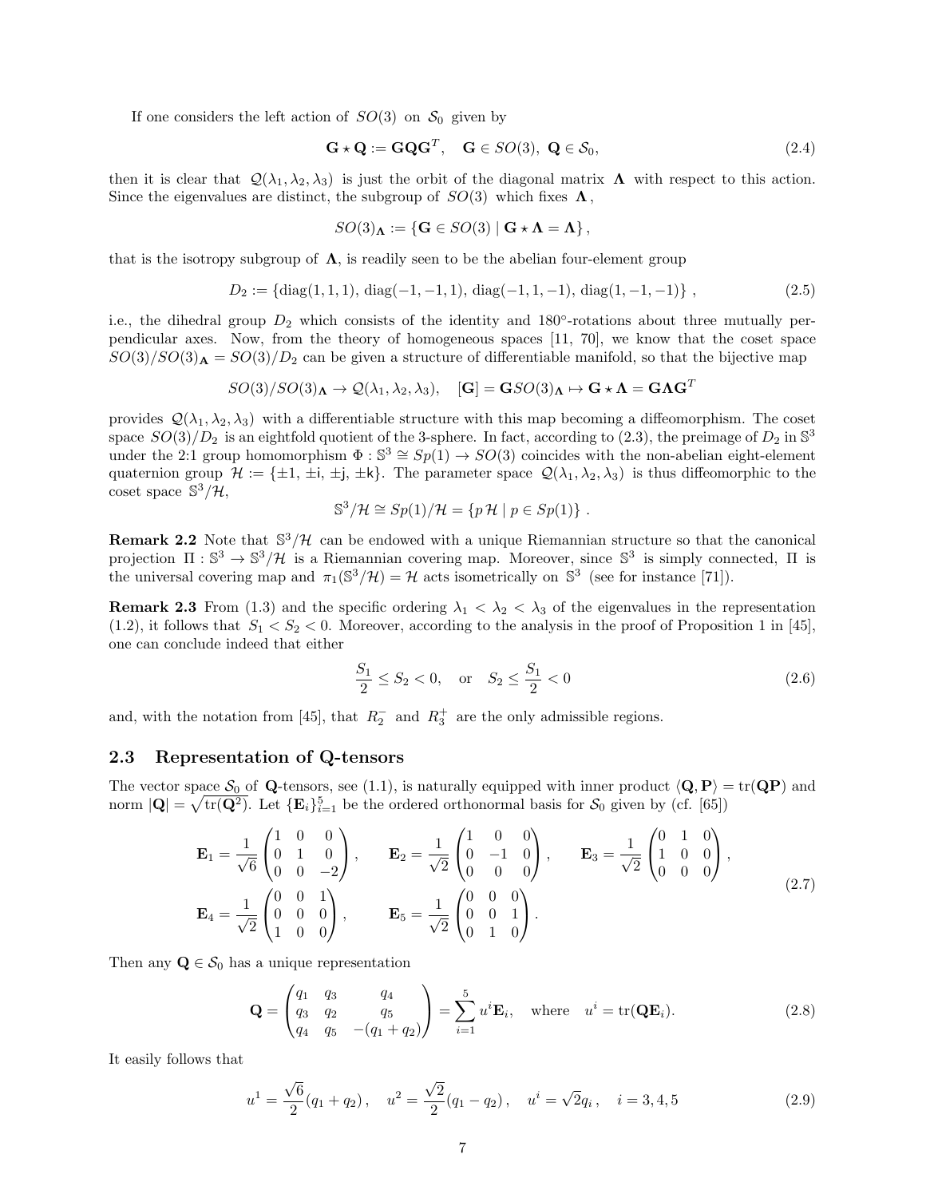If one considers the left action of $SO(3)$ on $\mathcal{S}_0$ given by

$$\mathbf{G} \star \mathbf{Q} := \mathbf{G}\mathbf{Q}\mathbf{G}^T, \quad \mathbf{G} \in SO(3),\ \mathbf{Q} \in \mathcal{S}_0, \tag{2.4}$$

then it is clear that $\mathcal{Q}(\lambda_1, \lambda_2, \lambda_3)$ is just the orbit of the diagonal matrix $\boldsymbol{\Lambda}$ with respect to this action. Since the eigenvalues are distinct, the subgroup of $SO(3)$ which fixes $\boldsymbol{\Lambda}$,

$$SO(3)_{\boldsymbol{\Lambda}} := \{\mathbf{G} \in SO(3) \mid \mathbf{G} \star \boldsymbol{\Lambda} = \boldsymbol{\Lambda}\},$$

that is the isotropy subgroup of $\boldsymbol{\Lambda}$, is readily seen to be the abelian four-element group

$$D_2 := \{\mathrm{diag}(1,1,1),\ \mathrm{diag}(-1,-1,1),\ \mathrm{diag}(-1,1,-1),\ \mathrm{diag}(1,-1,-1)\}\,, \tag{2.5}$$

i.e., the dihedral group $D_2$ which consists of the identity and 180°-rotations about three mutually perpendicular axes. Now, from the theory of homogeneous spaces [11, 70], we know that the coset space $SO(3)/SO(3)_{\boldsymbol{\Lambda}} = SO(3)/D_2$ can be given a structure of differentiable manifold, so that the bijective map

$$SO(3)/SO(3)_{\boldsymbol{\Lambda}} \to \mathcal{Q}(\lambda_1, \lambda_2, \lambda_3), \quad [\mathbf{G}] = \mathbf{G}SO(3)_{\boldsymbol{\Lambda}} \mapsto \mathbf{G} \star \boldsymbol{\Lambda} = \mathbf{G}\boldsymbol{\Lambda}\mathbf{G}^T$$

provides $\mathcal{Q}(\lambda_1, \lambda_2, \lambda_3)$ with a differentiable structure with this map becoming a diffeomorphism. The coset space $SO(3)/D_2$ is an eightfold quotient of the 3-sphere. In fact, according to (2.3), the preimage of $D_2$ in $\mathbb{S}^3$ under the 2:1 group homomorphism $\Phi : \mathbb{S}^3 \cong Sp(1) \to SO(3)$ coincides with the non-abelian eight-element quaternion group $\mathcal{H} := \{\pm 1, \pm \mathsf{i}, \pm \mathsf{j}, \pm \mathsf{k}\}$. The parameter space $\mathcal{Q}(\lambda_1, \lambda_2, \lambda_3)$ is thus diffeomorphic to the coset space $\mathbb{S}^3/\mathcal{H}$,

$$\mathbb{S}^3/\mathcal{H} \cong Sp(1)/\mathcal{H} = \{p\,\mathcal{H} \mid p \in Sp(1)\}\,.$$

**Remark 2.2** Note that $\mathbb{S}^3/\mathcal{H}$ can be endowed with a unique Riemannian structure so that the canonical projection $\Pi : \mathbb{S}^3 \to \mathbb{S}^3/\mathcal{H}$ is a Riemannian covering map. Moreover, since $\mathbb{S}^3$ is simply connected, $\Pi$ is the universal covering map and $\pi_1(\mathbb{S}^3/\mathcal{H}) = \mathcal{H}$ acts isometrically on $\mathbb{S}^3$ (see for instance [71]).

**Remark 2.3** From (1.3) and the specific ordering $\lambda_1 < \lambda_2 < \lambda_3$ of the eigenvalues in the representation (1.2), it follows that $S_1 < S_2 < 0$. Moreover, according to the analysis in the proof of Proposition 1 in [45], one can conclude indeed that either

$$\frac{S_1}{2} \le S_2 < 0, \quad \text{or} \quad S_2 \le \frac{S_1}{2} < 0 \tag{2.6}$$

and, with the notation from [45], that $R_2^-$ and $R_3^+$ are the only admissible regions.

## 2.3 Representation of Q-tensors

The vector space $\mathcal{S}_0$ of $\mathbf{Q}$-tensors, see (1.1), is naturally equipped with inner product $\langle \mathbf{Q}, \mathbf{P} \rangle = \mathrm{tr}(\mathbf{Q}\mathbf{P})$ and norm $|\mathbf{Q}| = \sqrt{\mathrm{tr}(\mathbf{Q}^2)}$. Let $\{\mathbf{E}_i\}_{i=1}^5$ be the ordered orthonormal basis for $\mathcal{S}_0$ given by (cf. [65])

$$\mathbf{E}_1 = \frac{1}{\sqrt{6}}\begin{pmatrix} 1 & 0 & 0 \\ 0 & 1 & 0 \\ 0 & 0 & -2 \end{pmatrix}, \qquad \mathbf{E}_2 = \frac{1}{\sqrt{2}}\begin{pmatrix} 1 & 0 & 0 \\ 0 & -1 & 0 \\ 0 & 0 & 0 \end{pmatrix}, \qquad \mathbf{E}_3 = \frac{1}{\sqrt{2}}\begin{pmatrix} 0 & 1 & 0 \\ 1 & 0 & 0 \\ 0 & 0 & 0 \end{pmatrix},$$
$$\mathbf{E}_4 = \frac{1}{\sqrt{2}}\begin{pmatrix} 0 & 0 & 1 \\ 0 & 0 & 0 \\ 1 & 0 & 0 \end{pmatrix}, \qquad \mathbf{E}_5 = \frac{1}{\sqrt{2}}\begin{pmatrix} 0 & 0 & 0 \\ 0 & 0 & 1 \\ 0 & 1 & 0 \end{pmatrix}. \tag{2.7}$$

Then any $\mathbf{Q} \in \mathcal{S}_0$ has a unique representation

$$\mathbf{Q} = \begin{pmatrix} q_1 & q_3 & q_4 \\ q_3 & q_2 & q_5 \\ q_4 & q_5 & -(q_1 + q_2) \end{pmatrix} = \sum_{i=1}^{5} u^i \mathbf{E}_i, \quad \text{where} \quad u^i = \mathrm{tr}(\mathbf{Q}\mathbf{E}_i). \tag{2.8}$$

It easily follows that

$$u^1 = \frac{\sqrt{6}}{2}(q_1 + q_2)\,, \quad u^2 = \frac{\sqrt{2}}{2}(q_1 - q_2)\,, \quad u^i = \sqrt{2}q_i\,, \quad i = 3, 4, 5 \tag{2.9}$$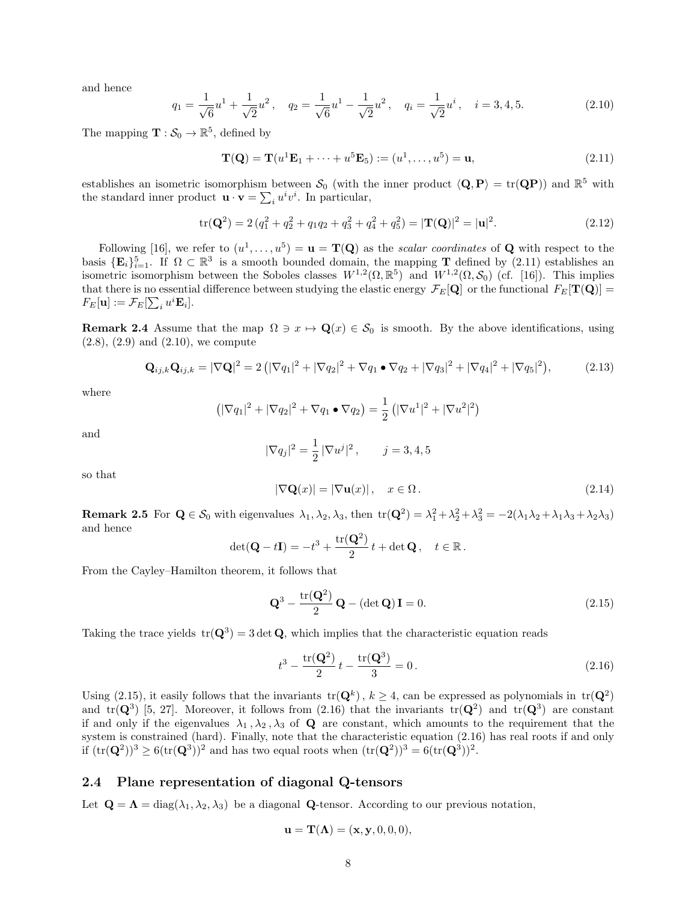and hence

$$q_1 = \frac{1}{\sqrt{6}} u^1 + \frac{1}{\sqrt{2}} u^2 , \quad q_2 = \frac{1}{\sqrt{6}} u^1 - \frac{1}{\sqrt{2}} u^2 , \quad q_i = \frac{1}{\sqrt{2}} u^i , \quad i = 3, 4, 5. \tag{2.10}$$

The mapping $\mathbf{T} : \mathcal{S}_0 \to \mathbb{R}^5$, defined by

$$\mathbf{T}(\mathbf{Q}) = \mathbf{T}(u^1 \mathbf{E}_1 + \cdots + u^5 \mathbf{E}_5) := (u^1, \ldots, u^5) = \mathbf{u}, \tag{2.11}$$

establishes an isometric isomorphism between $\mathcal{S}_0$ (with the inner product $\langle \mathbf{Q}, \mathbf{P} \rangle = \operatorname{tr}(\mathbf{QP})$) and $\mathbb{R}^5$ with the standard inner product $\mathbf{u} \cdot \mathbf{v} = \sum_i u^i v^i$. In particular,

$$\operatorname{tr}(\mathbf{Q}^2) = 2\,(q_1^2 + q_2^2 + q_1 q_2 + q_3^2 + q_4^2 + q_5^2) = |\mathbf{T}(\mathbf{Q})|^2 = |\mathbf{u}|^2. \tag{2.12}$$

Following [16], we refer to $(u^1, \ldots, u^5) = \mathbf{u} = \mathbf{T}(\mathbf{Q})$ as the *scalar coordinates* of $\mathbf{Q}$ with respect to the basis $\{\mathbf{E}_i\}_{i=1}^5$. If $\Omega \subset \mathbb{R}^3$ is a smooth bounded domain, the mapping $\mathbf{T}$ defined by (2.11) establishes an isometric isomorphism between the Soboles classes $W^{1,2}(\Omega, \mathbb{R}^5)$ and $W^{1,2}(\Omega, \mathcal{S}_0)$ (cf. [16]). This implies that there is no essential difference between studying the elastic energy $\mathcal{F}_E[\mathbf{Q}]$ or the functional $F_E[\mathbf{T}(\mathbf{Q})] = F_E[\mathbf{u}] := \mathcal{F}_E[\sum_i u^i \mathbf{E}_i]$.

**Remark 2.4** Assume that the map $\Omega \ni x \mapsto \mathbf{Q}(x) \in \mathcal{S}_0$ is smooth. By the above identifications, using (2.8), (2.9) and (2.10), we compute

$$\mathbf{Q}_{ij,k} \mathbf{Q}_{ij,k} = |\nabla \mathbf{Q}|^2 = 2\left(|\nabla q_1|^2 + |\nabla q_2|^2 + \nabla q_1 \bullet \nabla q_2 + |\nabla q_3|^2 + |\nabla q_4|^2 + |\nabla q_5|^2\right), \tag{2.13}$$

where

$$\left(|\nabla q_1|^2 + |\nabla q_2|^2 + \nabla q_1 \bullet \nabla q_2\right) = \frac{1}{2}\left(|\nabla u^1|^2 + |\nabla u^2|^2\right)$$

and

$$|\nabla q_j|^2 = \frac{1}{2} |\nabla u^j|^2 , \qquad j = 3, 4, 5$$

so that

$$|\nabla \mathbf{Q}(x)| = |\nabla \mathbf{u}(x)| , \quad x \in \Omega . \tag{2.14}$$

**Remark 2.5** For $\mathbf{Q} \in \mathcal{S}_0$ with eigenvalues $\lambda_1, \lambda_2, \lambda_3$, then $\operatorname{tr}(\mathbf{Q}^2) = \lambda_1^2 + \lambda_2^2 + \lambda_3^2 = -2(\lambda_1\lambda_2 + \lambda_1\lambda_3 + \lambda_2\lambda_3)$ and hence

$$\det(\mathbf{Q} - t\mathbf{I}) = -t^3 + \frac{\operatorname{tr}(\mathbf{Q}^2)}{2}\, t + \det \mathbf{Q} , \quad t \in \mathbb{R} .$$

From the Cayley–Hamilton theorem, it follows that

$$\mathbf{Q}^3 - \frac{\operatorname{tr}(\mathbf{Q}^2)}{2}\, \mathbf{Q} - (\det \mathbf{Q})\, \mathbf{I} = 0. \tag{2.15}$$

Taking the trace yields $\operatorname{tr}(\mathbf{Q}^3) = 3 \det \mathbf{Q}$, which implies that the characteristic equation reads

$$t^3 - \frac{\operatorname{tr}(\mathbf{Q}^2)}{2}\, t - \frac{\operatorname{tr}(\mathbf{Q}^3)}{3} = 0 . \tag{2.16}$$

Using (2.15), it easily follows that the invariants $\operatorname{tr}(\mathbf{Q}^k)$, $k \geq 4$, can be expressed as polynomials in $\operatorname{tr}(\mathbf{Q}^2)$ and $\operatorname{tr}(\mathbf{Q}^3)$ [5, 27]. Moreover, it follows from (2.16) that the invariants $\operatorname{tr}(\mathbf{Q}^2)$ and $\operatorname{tr}(\mathbf{Q}^3)$ are constant if and only if the eigenvalues $\lambda_1, \lambda_2, \lambda_3$ of $\mathbf{Q}$ are constant, which amounts to the requirement that the system is constrained (hard). Finally, note that the characteristic equation (2.16) has real roots if and only if $(\operatorname{tr}(\mathbf{Q}^2))^3 \geq 6(\operatorname{tr}(\mathbf{Q}^3))^2$ and has two equal roots when $(\operatorname{tr}(\mathbf{Q}^2))^3 = 6(\operatorname{tr}(\mathbf{Q}^3))^2$.

## 2.4 Plane representation of diagonal Q-tensors

Let $\mathbf{Q} = \mathbf{\Lambda} = \operatorname{diag}(\lambda_1, \lambda_2, \lambda_3)$ be a diagonal $\mathbf{Q}$-tensor. According to our previous notation,

$$\mathbf{u} = \mathbf{T}(\mathbf{\Lambda}) = (\mathbf{x}, \mathbf{y}, 0, 0, 0),$$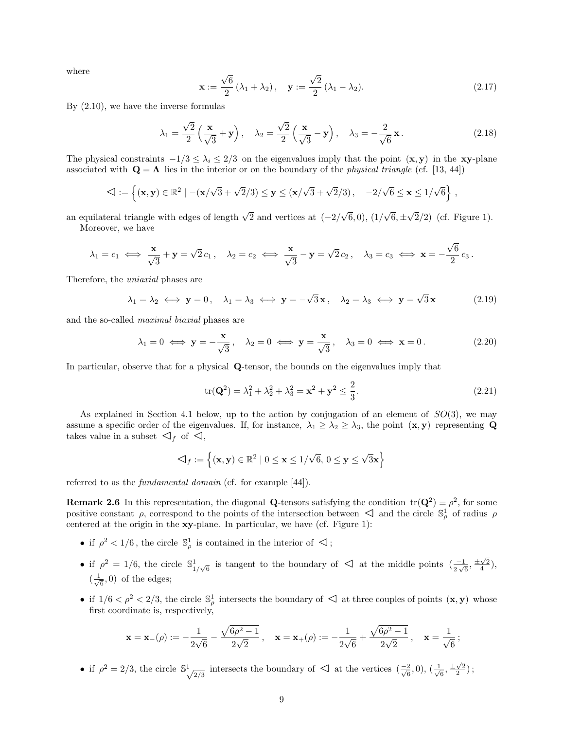where

$$\mathbf{x} := \frac{\sqrt{6}}{2}\,(\lambda_1 + \lambda_2)\,, \quad \mathbf{y} := \frac{\sqrt{2}}{2}\,(\lambda_1 - \lambda_2). \tag{2.17}$$

By (2.10), we have the inverse formulas

$$\lambda_1 = \frac{\sqrt{2}}{2}\left(\frac{\mathbf{x}}{\sqrt{3}} + \mathbf{y}\right), \quad \lambda_2 = \frac{\sqrt{2}}{2}\left(\frac{\mathbf{x}}{\sqrt{3}} - \mathbf{y}\right), \quad \lambda_3 = -\frac{2}{\sqrt{6}}\,\mathbf{x}\,. \tag{2.18}$$

The physical constraints $-1/3 \le \lambda_i \le 2/3$ on the eigenvalues imply that the point $(\mathbf{x}, \mathbf{y})$ in the $\mathbf{xy}$-plane associated with $\mathbf{Q} = \mathbf{\Lambda}$ lies in the interior or on the boundary of the *physical triangle* (cf. [13, 44])

$$\lhd := \left\{(\mathbf{x}, \mathbf{y}) \in \mathbb{R}^2 \mid -(\mathbf{x}/\sqrt{3} + \sqrt{2}/3) \le \mathbf{y} \le (\mathbf{x}/\sqrt{3} + \sqrt{2}/3)\,, \quad -2/\sqrt{6} \le \mathbf{x} \le 1/\sqrt{6}\right\},$$

an equilateral triangle with edges of length $\sqrt{2}$ and vertices at $(-2/\sqrt{6}, 0)$, $(1/\sqrt{6}, \pm\sqrt{2}/2)$ (cf. Figure 1).
Moreover, we have

$$\lambda_1 = c_1 \iff \frac{\mathbf{x}}{\sqrt{3}} + \mathbf{y} = \sqrt{2}\,c_1\,, \quad \lambda_2 = c_2 \iff \frac{\mathbf{x}}{\sqrt{3}} - \mathbf{y} = \sqrt{2}\,c_2\,, \quad \lambda_3 = c_3 \iff \mathbf{x} = -\frac{\sqrt{6}}{2}\,c_3\,.$$

Therefore, the *uniaxial* phases are

$$\lambda_1 = \lambda_2 \iff \mathbf{y} = 0\,, \quad \lambda_1 = \lambda_3 \iff \mathbf{y} = -\sqrt{3}\,\mathbf{x}\,, \quad \lambda_2 = \lambda_3 \iff \mathbf{y} = \sqrt{3}\,\mathbf{x} \tag{2.19}$$

and the so-called *maximal biaxial* phases are

$$\lambda_1 = 0 \iff \mathbf{y} = -\frac{\mathbf{x}}{\sqrt{3}}\,, \quad \lambda_2 = 0 \iff \mathbf{y} = \frac{\mathbf{x}}{\sqrt{3}}\,, \quad \lambda_3 = 0 \iff \mathbf{x} = 0\,. \tag{2.20}$$

In particular, observe that for a physical $\mathbf{Q}$-tensor, the bounds on the eigenvalues imply that

$$\mathrm{tr}(\mathbf{Q}^2) = \lambda_1^2 + \lambda_2^2 + \lambda_3^2 = \mathbf{x}^2 + \mathbf{y}^2 \le \frac{2}{3}. \tag{2.21}$$

As explained in Section 4.1 below, up to the action by conjugation of an element of $SO(3)$, we may assume a specific order of the eigenvalues. If, for instance, $\lambda_1 \ge \lambda_2 \ge \lambda_3$, the point $(\mathbf{x}, \mathbf{y})$ representing $\mathbf{Q}$ takes value in a subset $\lhd_f$ of $\lhd$,

$$\lhd_f := \left\{(\mathbf{x}, \mathbf{y}) \in \mathbb{R}^2 \mid 0 \le \mathbf{x} \le 1/\sqrt{6},\ 0 \le \mathbf{y} \le \sqrt{3}\mathbf{x}\right\}$$

referred to as the *fundamental domain* (cf. for example [44]).

**Remark 2.6** In this representation, the diagonal $\mathbf{Q}$-tensors satisfying the condition $\mathrm{tr}(\mathbf{Q}^2) \equiv \rho^2$, for some positive constant $\rho$, correspond to the points of the intersection between $\lhd$ and the circle $\mathbb{S}^1_\rho$ of radius $\rho$ centered at the origin in the $\mathbf{xy}$-plane. In particular, we have (cf. Figure 1):

- if $\rho^2 < 1/6$, the circle $\mathbb{S}^1_\rho$ is contained in the interior of $\lhd$;
- if $\rho^2 = 1/6$, the circle $\mathbb{S}^1_{1/\sqrt{6}}$ is tangent to the boundary of $\lhd$ at the middle points $(\frac{-1}{2\sqrt{6}}, \frac{\pm\sqrt{2}}{4})$, $(\frac{1}{\sqrt{6}}, 0)$ of the edges;
- if $1/6 < \rho^2 < 2/3$, the circle $\mathbb{S}^1_\rho$ intersects the boundary of $\lhd$ at three couples of points $(\mathbf{x}, \mathbf{y})$ whose first coordinate is, respectively,

$$\mathbf{x} = \mathbf{x}_-(\rho) := -\frac{1}{2\sqrt{6}} - \frac{\sqrt{6\rho^2 - 1}}{2\sqrt{2}}\,, \quad \mathbf{x} = \mathbf{x}_+(\rho) := -\frac{1}{2\sqrt{6}} + \frac{\sqrt{6\rho^2 - 1}}{2\sqrt{2}}\,, \quad \mathbf{x} = \frac{1}{\sqrt{6}}\,;$$

- if $\rho^2 = 2/3$, the circle $\mathbb{S}^1_{\sqrt{2/3}}$ intersects the boundary of $\lhd$ at the vertices $(\frac{-2}{\sqrt{6}}, 0)$, $(\frac{1}{\sqrt{6}}, \frac{\pm\sqrt{2}}{2})$;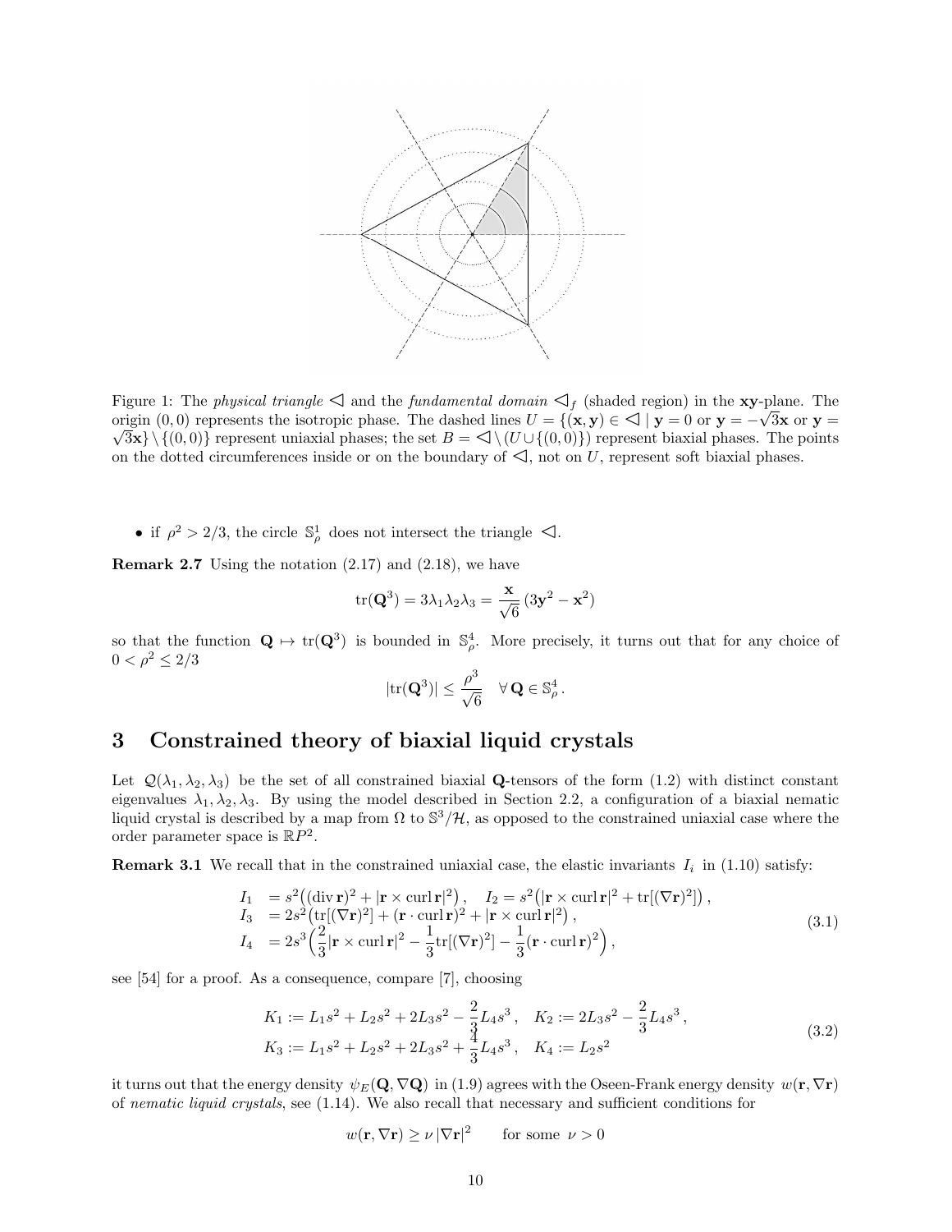Figure 1: The *physical triangle* $\triangleleft$ and the *fundamental domain* $\triangleleft_f$ (shaded region) in the $\mathbf{xy}$-plane. The origin $(0,0)$ represents the isotropic phase. The dashed lines $U = \{(\mathbf{x},\mathbf{y}) \in \triangleleft \mid \mathbf{y} = 0 \text{ or } \mathbf{y} = -\sqrt{3}\mathbf{x} \text{ or } \mathbf{y} = \sqrt{3}\mathbf{x}\} \setminus \{(0,0)\}$ represent uniaxial phases; the set $B = \triangleleft \setminus (U \cup \{(0,0)\})$ represent biaxial phases. The points on the dotted circumferences inside or on the boundary of $\triangleleft$, not on $U$, represent soft biaxial phases.

- if $\rho^2 > 2/3$, the circle $\mathbb{S}^1_\rho$ does not intersect the triangle $\triangleleft$.

**Remark 2.7** Using the notation (2.17) and (2.18), we have

$$\mathrm{tr}(\mathbf{Q}^3) = 3\lambda_1\lambda_2\lambda_3 = \frac{\mathbf{x}}{\sqrt{6}}\left(3\mathbf{y}^2 - \mathbf{x}^2\right)$$

so that the function $\mathbf{Q} \mapsto \mathrm{tr}(\mathbf{Q}^3)$ is bounded in $\mathbb{S}^4_\rho$. More precisely, it turns out that for any choice of $0 < \rho^2 \le 2/3$

$$|\mathrm{tr}(\mathbf{Q}^3)| \le \frac{\rho^3}{\sqrt{6}} \quad \forall\, \mathbf{Q} \in \mathbb{S}^4_\rho .$$

# 3 Constrained theory of biaxial liquid crystals

Let $\mathcal{Q}(\lambda_1, \lambda_2, \lambda_3)$ be the set of all constrained biaxial $\mathbf{Q}$-tensors of the form (1.2) with distinct constant eigenvalues $\lambda_1, \lambda_2, \lambda_3$. By using the model described in Section 2.2, a configuration of a biaxial nematic liquid crystal is described by a map from $\Omega$ to $\mathbb{S}^3/\mathcal{H}$, as opposed to the constrained uniaxial case where the order parameter space is $\mathbb{R}P^2$.

**Remark 3.1** We recall that in the constrained uniaxial case, the elastic invariants $I_i$ in (1.10) satisfy:

$$\begin{aligned}
I_1 &= s^2\big((\mathrm{div}\,\mathbf{r})^2 + |\mathbf{r} \times \mathrm{curl}\,\mathbf{r}|^2\big), \quad I_2 = s^2\big(|\mathbf{r} \times \mathrm{curl}\,\mathbf{r}|^2 + \mathrm{tr}[(\nabla\mathbf{r})^2]\big), \\
I_3 &= 2s^2\big(\mathrm{tr}[(\nabla\mathbf{r})^2] + (\mathbf{r} \cdot \mathrm{curl}\,\mathbf{r})^2 + |\mathbf{r} \times \mathrm{curl}\,\mathbf{r}|^2\big), \\
I_4 &= 2s^3\Big(\frac{2}{3}|\mathbf{r} \times \mathrm{curl}\,\mathbf{r}|^2 - \frac{1}{3}\mathrm{tr}[(\nabla\mathbf{r})^2] - \frac{1}{3}(\mathbf{r} \cdot \mathrm{curl}\,\mathbf{r})^2\Big),
\end{aligned} \tag{3.1}$$

see [54] for a proof. As a consequence, compare [7], choosing

$$\begin{aligned}
K_1 &:= L_1 s^2 + L_2 s^2 + 2L_3 s^2 - \frac{2}{3}L_4 s^3, \quad K_2 := 2L_3 s^2 - \frac{2}{3}L_4 s^3, \\
K_3 &:= L_1 s^2 + L_2 s^2 + 2L_3 s^2 + \frac{4}{3}L_4 s^3, \quad K_4 := L_2 s^2
\end{aligned} \tag{3.2}$$

it turns out that the energy density $\psi_E(\mathbf{Q}, \nabla\mathbf{Q})$ in (1.9) agrees with the Oseen-Frank energy density $w(\mathbf{r}, \nabla\mathbf{r})$ of *nematic liquid crystals*, see (1.14). We also recall that necessary and sufficient conditions for

$$w(\mathbf{r}, \nabla\mathbf{r}) \ge \nu\, |\nabla\mathbf{r}|^2 \qquad \text{for some } \nu > 0$$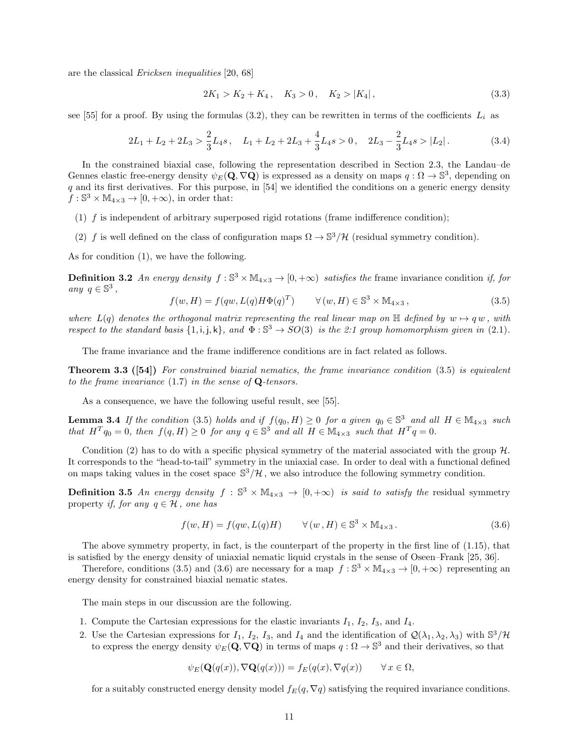are the classical *Ericksen inequalities* [20, 68]

$$2K_1 > K_2 + K_4\,, \quad K_3 > 0\,, \quad K_2 > |K_4|\,, \tag{3.3}$$

see [55] for a proof. By using the formulas (3.2), they can be rewritten in terms of the coefficients $L_i$ as

$$2L_1 + L_2 + 2L_3 > \frac{2}{3}L_4 s\,, \quad L_1 + L_2 + 2L_3 + \frac{4}{3}L_4 s > 0\,, \quad 2L_3 - \frac{2}{3}L_4 s > |L_2|\,. \tag{3.4}$$

In the constrained biaxial case, following the representation described in Section 2.3, the Landau–de Gennes elastic free-energy density $\psi_E(\mathbf{Q}, \nabla\mathbf{Q})$ is expressed as a density on maps $q : \Omega \to \mathbb{S}^3$, depending on $q$ and its first derivatives. For this purpose, in [54] we identified the conditions on a generic energy density $f : \mathbb{S}^3 \times \mathbb{M}_{4\times 3} \to [0, +\infty)$, in order that:

(1) $f$ is independent of arbitrary superposed rigid rotations (frame indifference condition);

(2) $f$ is well defined on the class of configuration maps $\Omega \to \mathbb{S}^3/\mathcal{H}$ (residual symmetry condition).

As for condition (1), we have the following.

**Definition 3.2** *An energy density $f : \mathbb{S}^3 \times \mathbb{M}_{4\times 3} \to [0, +\infty)$ satisfies the* frame invariance condition *if, for any $q \in \mathbb{S}^3$,*

$$f(w, H) = f(qw, L(q)H\Phi(q)^T) \qquad \forall\,(w, H) \in \mathbb{S}^3 \times \mathbb{M}_{4\times 3}\,, \tag{3.5}$$

*where $L(q)$ denotes the orthogonal matrix representing the real linear map on $\mathbb{H}$ defined by $w \mapsto q\,w$, with respect to the standard basis $\{1, \mathsf{i}, \mathsf{j}, \mathsf{k}\}$, and $\Phi : \mathbb{S}^3 \to SO(3)$ is the 2:1 group homomorphism given in* (2.1).

The frame invariance and the frame indifference conditions are in fact related as follows.

**Theorem 3.3 ([54])** *For constrained biaxial nematics, the frame invariance condition* (3.5) *is equivalent to the frame invariance* (1.7) *in the sense of* $\mathbf{Q}$*-tensors.*

As a consequence, we have the following useful result, see [55].

**Lemma 3.4** *If the condition* (3.5) *holds and if $f(q_0, H) \geq 0$ for a given $q_0 \in \mathbb{S}^3$ and all $H \in \mathbb{M}_{4\times 3}$ such that $H^T q_0 = 0$, then $f(q, H) \geq 0$ for any $q \in \mathbb{S}^3$ and all $H \in \mathbb{M}_{4\times 3}$ such that $H^T q = 0$.*

Condition (2) has to do with a specific physical symmetry of the material associated with the group $\mathcal{H}$. It corresponds to the "head-to-tail" symmetry in the uniaxial case. In order to deal with a functional defined on maps taking values in the coset space $\mathbb{S}^3/\mathcal{H}$, we also introduce the following symmetry condition.

**Definition 3.5** *An energy density $f : \mathbb{S}^3 \times \mathbb{M}_{4\times 3} \to [0, +\infty)$ is said to satisfy the* residual symmetry property *if, for any $q \in \mathcal{H}$, one has*

$$f(w, H) = f(qw, L(q)H) \qquad \forall\,(w\,, H) \in \mathbb{S}^3 \times \mathbb{M}_{4\times 3}\,. \tag{3.6}$$

The above symmetry property, in fact, is the counterpart of the property in the first line of (1.15), that is satisfied by the energy density of uniaxial nematic liquid crystals in the sense of Oseen–Frank [25, 36].

Therefore, conditions (3.5) and (3.6) are necessary for a map $f : \mathbb{S}^3 \times \mathbb{M}_{4\times 3} \to [0, +\infty)$ representing an energy density for constrained biaxial nematic states.

The main steps in our discussion are the following.

1. Compute the Cartesian expressions for the elastic invariants $I_1$, $I_2$, $I_3$, and $I_4$.
2. Use the Cartesian expressions for $I_1$, $I_2$, $I_3$, and $I_4$ and the identification of $\mathcal{Q}(\lambda_1, \lambda_2, \lambda_3)$ with $\mathbb{S}^3/\mathcal{H}$ to express the energy density $\psi_E(\mathbf{Q}, \nabla\mathbf{Q})$ in terms of maps $q : \Omega \to \mathbb{S}^3$ and their derivatives, so that

$$\psi_E(\mathbf{Q}(q(x)), \nabla\mathbf{Q}(q(x))) = f_E(q(x), \nabla q(x)) \qquad \forall\, x \in \Omega,$$

for a suitably constructed energy density model $f_E(q, \nabla q)$ satisfying the required invariance conditions.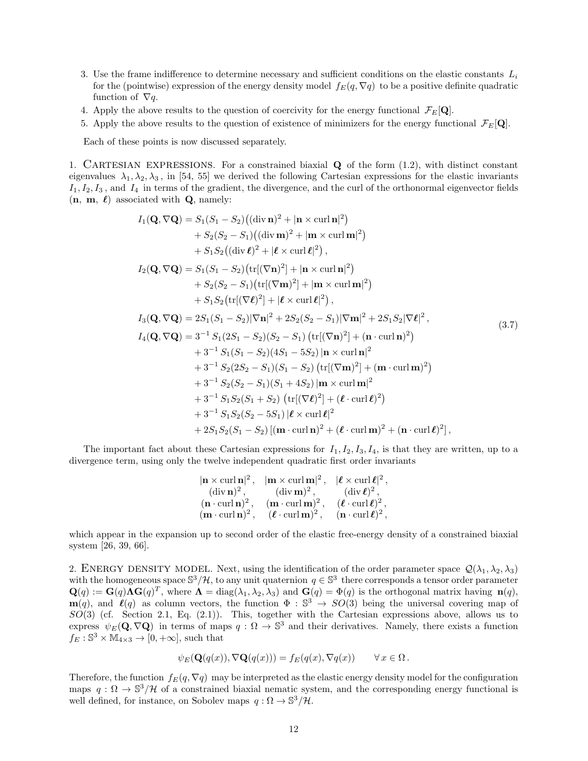3. Use the frame indifference to determine necessary and sufficient conditions on the elastic constants $L_i$ for the (pointwise) expression of the energy density model $f_E(q, \nabla q)$ to be a positive definite quadratic function of $\nabla q$.
4. Apply the above results to the question of coercivity for the energy functional $\mathcal{F}_E[\mathbf{Q}]$.
5. Apply the above results to the question of existence of minimizers for the energy functional $\mathcal{F}_E[\mathbf{Q}]$.

Each of these points is now discussed separately.

1. Cartesian expressions. For a constrained biaxial $\mathbf{Q}$ of the form (1.2), with distinct constant eigenvalues $\lambda_1, \lambda_2, \lambda_3$, in [54, 55] we derived the following Cartesian expressions for the elastic invariants $I_1, I_2, I_3$, and $I_4$ in terms of the gradient, the divergence, and the curl of the orthonormal eigenvector fields $(\mathbf{n},\ \mathbf{m},\ \boldsymbol{\ell})$ associated with $\mathbf{Q}$, namely:

$$
\begin{aligned}
I_1(\mathbf{Q}, \nabla\mathbf{Q}) &= S_1(S_1 - S_2)\big((\operatorname{div}\mathbf{n})^2 + |\mathbf{n}\times\operatorname{curl}\mathbf{n}|^2\big) \\
&\quad + S_2(S_2 - S_1)\big((\operatorname{div}\mathbf{m})^2 + |\mathbf{m}\times\operatorname{curl}\mathbf{m}|^2\big) \\
&\quad + S_1S_2\big((\operatorname{div}\boldsymbol{\ell})^2 + |\boldsymbol{\ell}\times\operatorname{curl}\boldsymbol{\ell}|^2\big)\,, \\
I_2(\mathbf{Q}, \nabla\mathbf{Q}) &= S_1(S_1 - S_2)\big(\operatorname{tr}[(\nabla\mathbf{n})^2] + |\mathbf{n}\times\operatorname{curl}\mathbf{n}|^2\big) \\
&\quad + S_2(S_2 - S_1)\big(\operatorname{tr}[(\nabla\mathbf{m})^2] + |\mathbf{m}\times\operatorname{curl}\mathbf{m}|^2\big) \\
&\quad + S_1S_2\big(\operatorname{tr}[(\nabla\boldsymbol{\ell})^2] + |\boldsymbol{\ell}\times\operatorname{curl}\boldsymbol{\ell}|^2\big)\,, \\
I_3(\mathbf{Q}, \nabla\mathbf{Q}) &= 2S_1(S_1 - S_2)|\nabla\mathbf{n}|^2 + 2S_2(S_2 - S_1)|\nabla\mathbf{m}|^2 + 2S_1S_2|\nabla\boldsymbol{\ell}|^2\,, \\
I_4(\mathbf{Q}, \nabla\mathbf{Q}) &= 3^{-1}\,S_1(2S_1 - S_2)(S_2 - S_1)\,\big(\operatorname{tr}[(\nabla\mathbf{n})^2] + (\mathbf{n}\cdot\operatorname{curl}\mathbf{n})^2\big) \\
&\quad + 3^{-1}\,S_1(S_1 - S_2)(4S_1 - 5S_2)\,|\mathbf{n}\times\operatorname{curl}\mathbf{n}|^2 \\
&\quad + 3^{-1}\,S_2(2S_2 - S_1)(S_1 - S_2)\,\big(\operatorname{tr}[(\nabla\mathbf{m})^2] + (\mathbf{m}\cdot\operatorname{curl}\mathbf{m})^2\big) \\
&\quad + 3^{-1}\,S_2(S_2 - S_1)(S_1 + 4S_2)\,|\mathbf{m}\times\operatorname{curl}\mathbf{m}|^2 \\
&\quad + 3^{-1}\,S_1S_2(S_1 + S_2)\,\big(\operatorname{tr}[(\nabla\boldsymbol{\ell})^2] + (\boldsymbol{\ell}\cdot\operatorname{curl}\boldsymbol{\ell})^2\big) \\
&\quad + 3^{-1}\,S_1S_2(S_2 - 5S_1)\,|\boldsymbol{\ell}\times\operatorname{curl}\boldsymbol{\ell}|^2 \\
&\quad + 2S_1S_2(S_1 - S_2)\,[(\mathbf{m}\cdot\operatorname{curl}\mathbf{n})^2 + (\boldsymbol{\ell}\cdot\operatorname{curl}\mathbf{m})^2 + (\mathbf{n}\cdot\operatorname{curl}\boldsymbol{\ell})^2]\,,
\end{aligned}
\tag{3.7}
$$

The important fact about these Cartesian expressions for $I_1, I_2, I_3, I_4$, is that they are written, up to a divergence term, using only the twelve independent quadratic first order invariants

$$
\begin{array}{ccc}
|\mathbf{n}\times\operatorname{curl}\mathbf{n}|^2\,, & |\mathbf{m}\times\operatorname{curl}\mathbf{m}|^2\,, & |\boldsymbol{\ell}\times\operatorname{curl}\boldsymbol{\ell}|^2\,, \\
(\operatorname{div}\mathbf{n})^2\,, & (\operatorname{div}\mathbf{m})^2\,, & (\operatorname{div}\boldsymbol{\ell})^2\,, \\
(\mathbf{n}\cdot\operatorname{curl}\mathbf{n})^2\,, & (\mathbf{m}\cdot\operatorname{curl}\mathbf{m})^2\,, & (\boldsymbol{\ell}\cdot\operatorname{curl}\boldsymbol{\ell})^2\,, \\
(\mathbf{m}\cdot\operatorname{curl}\mathbf{n})^2\,, & (\boldsymbol{\ell}\cdot\operatorname{curl}\mathbf{m})^2\,, & (\mathbf{n}\cdot\operatorname{curl}\boldsymbol{\ell})^2\,,
\end{array}
$$

which appear in the expansion up to second order of the elastic free-energy density of a constrained biaxial system [26, 39, 66].

2. Energy density model. Next, using the identification of the order parameter space $\mathcal{Q}(\lambda_1, \lambda_2, \lambda_3)$ with the homogeneous space $\mathbb{S}^3/\mathcal{H}$, to any unit quaternion $q \in \mathbb{S}^3$ there corresponds a tensor order parameter $\mathbf{Q}(q) := \mathbf{G}(q)\boldsymbol{\Lambda}\mathbf{G}(q)^T$, where $\boldsymbol{\Lambda} = \operatorname{diag}(\lambda_1, \lambda_2, \lambda_3)$ and $\mathbf{G}(q) = \Phi(q)$ is the orthogonal matrix having $\mathbf{n}(q)$, $\mathbf{m}(q)$, and $\boldsymbol{\ell}(q)$ as column vectors, the function $\Phi : \mathbb{S}^3 \to SO(3)$ being the universal covering map of $SO(3)$ (cf. Section 2.1, Eq. (2.1)). This, together with the Cartesian expressions above, allows us to express $\psi_E(\mathbf{Q}, \nabla\mathbf{Q})$ in terms of maps $q : \Omega \to \mathbb{S}^3$ and their derivatives. Namely, there exists a function $f_E : \mathbb{S}^3 \times \mathbb{M}_{4\times 3} \to [0, +\infty]$, such that

$$
\psi_E(\mathbf{Q}(q(x)), \nabla\mathbf{Q}(q(x))) = f_E(q(x), \nabla q(x)) \qquad \forall\, x \in \Omega\,.
$$

Therefore, the function $f_E(q, \nabla q)$ may be interpreted as the elastic energy density model for the configuration maps $q : \Omega \to \mathbb{S}^3/\mathcal{H}$ of a constrained biaxial nematic system, and the corresponding energy functional is well defined, for instance, on Sobolev maps $q : \Omega \to \mathbb{S}^3/\mathcal{H}$.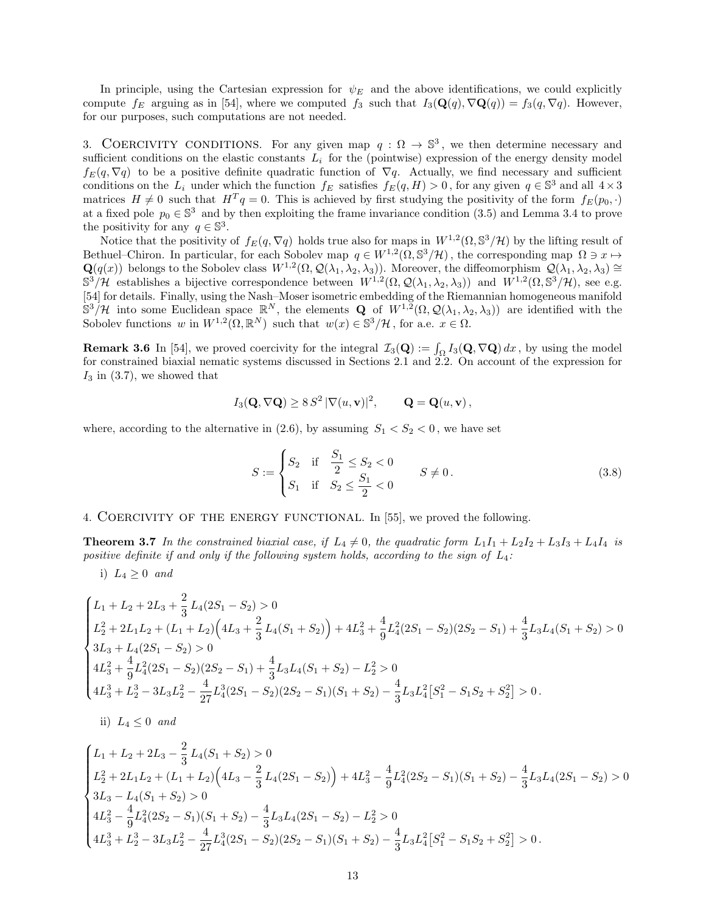In principle, using the Cartesian expression for $\psi_E$ and the above identifications, we could explicitly compute $f_E$ arguing as in [54], where we computed $f_3$ such that $I_3(\mathbf{Q}(q), \nabla\mathbf{Q}(q)) = f_3(q, \nabla q)$. However, for our purposes, such computations are not needed.

3. Coercivity conditions. For any given map $q : \Omega \to \mathbb{S}^3$, we then determine necessary and sufficient conditions on the elastic constants $L_i$ for the (pointwise) expression of the energy density model $f_E(q, \nabla q)$ to be a positive definite quadratic function of $\nabla q$. Actually, we find necessary and sufficient conditions on the $L_i$ under which the function $f_E$ satisfies $f_E(q, H) > 0$, for any given $q \in \mathbb{S}^3$ and all $4 \times 3$ matrices $H \neq 0$ such that $H^T q = 0$. This is achieved by first studying the positivity of the form $f_E(p_0, \cdot)$ at a fixed pole $p_0 \in \mathbb{S}^3$ and by then exploiting the frame invariance condition (3.5) and Lemma 3.4 to prove the positivity for any $q \in \mathbb{S}^3$.

Notice that the positivity of $f_E(q, \nabla q)$ holds true also for maps in $W^{1,2}(\Omega, \mathbb{S}^3/\mathcal{H})$ by the lifting result of Bethuel–Chiron. In particular, for each Sobolev map $q \in W^{1,2}(\Omega, \mathbb{S}^3/\mathcal{H})$, the corresponding map $\Omega \ni x \mapsto \mathbf{Q}(q(x))$ belongs to the Sobolev class $W^{1,2}(\Omega, \mathcal{Q}(\lambda_1, \lambda_2, \lambda_3))$. Moreover, the diffeomorphism $\mathcal{Q}(\lambda_1, \lambda_2, \lambda_3) \cong \mathbb{S}^3/\mathcal{H}$ establishes a bijective correspondence between $W^{1,2}(\Omega, \mathcal{Q}(\lambda_1, \lambda_2, \lambda_3))$ and $W^{1,2}(\Omega, \mathbb{S}^3/\mathcal{H})$, see e.g. [54] for details. Finally, using the Nash–Moser isometric embedding of the Riemannian homogeneous manifold $\mathbb{S}^3/\mathcal{H}$ into some Euclidean space $\mathbb{R}^N$, the elements $\mathbf{Q}$ of $W^{1,2}(\Omega, \mathcal{Q}(\lambda_1, \lambda_2, \lambda_3))$ are identified with the Sobolev functions $w$ in $W^{1,2}(\Omega, \mathbb{R}^N)$ such that $w(x) \in \mathbb{S}^3/\mathcal{H}$, for a.e. $x \in \Omega$.

**Remark 3.6** In [54], we proved coercivity for the integral $\mathcal{I}_3(\mathbf{Q}) := \int_\Omega I_3(\mathbf{Q}, \nabla\mathbf{Q})\, dx$, by using the model for constrained biaxial nematic systems discussed in Sections 2.1 and 2.2. On account of the expression for $I_3$ in (3.7), we showed that

$$I_3(\mathbf{Q}, \nabla\mathbf{Q}) \geq 8\, S^2\, |\nabla(u, \mathbf{v})|^2, \qquad \mathbf{Q} = \mathbf{Q}(u, \mathbf{v}),$$

where, according to the alternative in (2.6), by assuming $S_1 < S_2 < 0$, we have set

$$S := \begin{cases} S_2 & \text{if} \quad \dfrac{S_1}{2} \leq S_2 < 0 \\ S_1 & \text{if} \quad S_2 \leq \dfrac{S_1}{2} < 0 \end{cases} \qquad S \neq 0\,. \tag{3.8}$$

4. Coercivity of the energy functional. In [55], we proved the following.

**Theorem 3.7** *In the constrained biaxial case, if $L_4 \neq 0$, the quadratic form $L_1 I_1 + L_2 I_2 + L_3 I_3 + L_4 I_4$ is positive definite if and only if the following system holds, according to the sign of $L_4$:*

i) $L_4 \geq 0$ *and*

$$\begin{cases} L_1 + L_2 + 2L_3 + \dfrac{2}{3}\, L_4(2S_1 - S_2) > 0 \\ L_2^2 + 2L_1 L_2 + (L_1 + L_2)\Big(4L_3 + \dfrac{2}{3}\, L_4(S_1 + S_2)\Big) + 4L_3^2 + \dfrac{4}{9} L_4^2 (2S_1 - S_2)(2S_2 - S_1) + \dfrac{4}{3} L_3 L_4 (S_1 + S_2) > 0 \\ 3L_3 + L_4(2S_1 - S_2) > 0 \\ 4L_3^2 + \dfrac{4}{9} L_4^2 (2S_1 - S_2)(2S_2 - S_1) + \dfrac{4}{3} L_3 L_4 (S_1 + S_2) - L_2^2 > 0 \\ 4L_3^3 + L_2^3 - 3L_3 L_2^2 - \dfrac{4}{27} L_4^3 (2S_1 - S_2)(2S_2 - S_1)(S_1 + S_2) - \dfrac{4}{3} L_3 L_4^2 \big[S_1^2 - S_1 S_2 + S_2^2\big] > 0\,. \end{cases}$$

ii) $L_4 \leq 0$ *and*

$$\begin{cases} L_1 + L_2 + 2L_3 - \dfrac{2}{3}\, L_4(S_1 + S_2) > 0 \\ L_2^2 + 2L_1 L_2 + (L_1 + L_2)\Big(4L_3 - \dfrac{2}{3}\, L_4(2S_1 - S_2)\Big) + 4L_3^2 - \dfrac{4}{9} L_4^2 (2S_2 - S_1)(S_1 + S_2) - \dfrac{4}{3} L_3 L_4 (2S_1 - S_2) > 0 \\ 3L_3 - L_4(S_1 + S_2) > 0 \\ 4L_3^2 - \dfrac{4}{9} L_4^2 (2S_2 - S_1)(S_1 + S_2) - \dfrac{4}{3} L_3 L_4 (2S_1 - S_2) - L_2^2 > 0 \\ 4L_3^3 + L_2^3 - 3L_3 L_2^2 - \dfrac{4}{27} L_4^3 (2S_1 - S_2)(2S_2 - S_1)(S_1 + S_2) - \dfrac{4}{3} L_3 L_4^2 \big[S_1^2 - S_1 S_2 + S_2^2\big] > 0\,. \end{cases}$$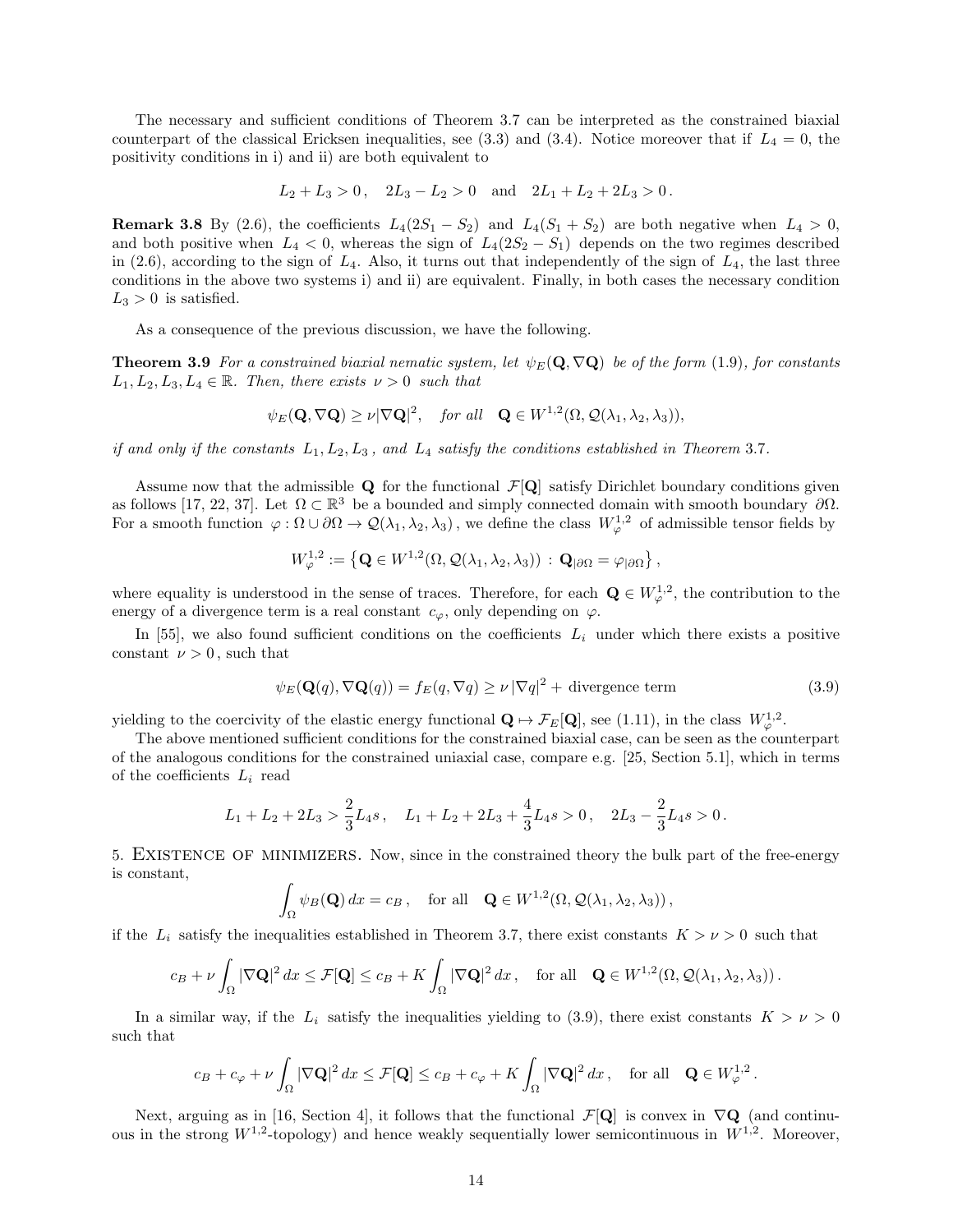The necessary and sufficient conditions of Theorem 3.7 can be interpreted as the constrained biaxial counterpart of the classical Ericksen inequalities, see (3.3) and (3.4). Notice moreover that if $L_4 = 0$, the positivity conditions in i) and ii) are both equivalent to

$$L_2 + L_3 > 0\,, \quad 2L_3 - L_2 > 0 \quad \text{and} \quad 2L_1 + L_2 + 2L_3 > 0\,.$$

**Remark 3.8** By (2.6), the coefficients $L_4(2S_1 - S_2)$ and $L_4(S_1 + S_2)$ are both negative when $L_4 > 0$, and both positive when $L_4 < 0$, whereas the sign of $L_4(2S_2 - S_1)$ depends on the two regimes described in (2.6), according to the sign of $L_4$. Also, it turns out that independently of the sign of $L_4$, the last three conditions in the above two systems i) and ii) are equivalent. Finally, in both cases the necessary condition $L_3 > 0$ is satisfied.

As a consequence of the previous discussion, we have the following.

**Theorem 3.9** *For a constrained biaxial nematic system, let $\psi_E(\mathbf{Q}, \nabla\mathbf{Q})$ be of the form (1.9), for constants $L_1, L_2, L_3, L_4 \in \mathbb{R}$. Then, there exists $\nu > 0$ such that*

$$\psi_E(\mathbf{Q}, \nabla\mathbf{Q}) \geq \nu|\nabla\mathbf{Q}|^2, \quad \textit{for all} \quad \mathbf{Q} \in W^{1,2}(\Omega, \mathcal{Q}(\lambda_1, \lambda_2, \lambda_3)),$$

*if and only if the constants $L_1, L_2, L_3$, and $L_4$ satisfy the conditions established in Theorem 3.7.*

Assume now that the admissible $\mathbf{Q}$ for the functional $\mathcal{F}[\mathbf{Q}]$ satisfy Dirichlet boundary conditions given as follows [17, 22, 37]. Let $\Omega \subset \mathbb{R}^3$ be a bounded and simply connected domain with smooth boundary $\partial\Omega$. For a smooth function $\varphi : \Omega \cup \partial\Omega \to \mathcal{Q}(\lambda_1, \lambda_2, \lambda_3)$, we define the class $W^{1,2}_\varphi$ of admissible tensor fields by

$$W^{1,2}_\varphi := \left\{ \mathbf{Q} \in W^{1,2}(\Omega, \mathcal{Q}(\lambda_1, \lambda_2, \lambda_3)) \,:\, \mathbf{Q}_{|\partial\Omega} = \varphi_{|\partial\Omega} \right\},$$

where equality is understood in the sense of traces. Therefore, for each $\mathbf{Q} \in W^{1,2}_\varphi$, the contribution to the energy of a divergence term is a real constant $c_\varphi$, only depending on $\varphi$.

In [55], we also found sufficient conditions on the coefficients $L_i$ under which there exists a positive constant $\nu > 0$, such that

$$\psi_E(\mathbf{Q}(q), \nabla\mathbf{Q}(q)) = f_E(q, \nabla q) \geq \nu\,|\nabla q|^2 + \text{divergence term} \tag{3.9}$$

yielding to the coercivity of the elastic energy functional $\mathbf{Q} \mapsto \mathcal{F}_E[\mathbf{Q}]$, see (1.11), in the class $W^{1,2}_\varphi$.

The above mentioned sufficient conditions for the constrained biaxial case, can be seen as the counterpart of the analogous conditions for the constrained uniaxial case, compare e.g. [25, Section 5.1], which in terms of the coefficients $L_i$ read

$$L_1 + L_2 + 2L_3 > \frac{2}{3}L_4 s\,, \quad L_1 + L_2 + 2L_3 + \frac{4}{3}L_4 s > 0\,, \quad 2L_3 - \frac{2}{3}L_4 s > 0\,.$$

5. Existence of minimizers. Now, since in the constrained theory the bulk part of the free-energy is constant,

$$\int_\Omega \psi_B(\mathbf{Q})\,dx = c_B\,, \quad \text{for all} \quad \mathbf{Q} \in W^{1,2}(\Omega, \mathcal{Q}(\lambda_1, \lambda_2, \lambda_3))\,,$$

if the $L_i$ satisfy the inequalities established in Theorem 3.7, there exist constants $K > \nu > 0$ such that

$$c_B + \nu \int_\Omega |\nabla\mathbf{Q}|^2\,dx \leq \mathcal{F}[\mathbf{Q}] \leq c_B + K \int_\Omega |\nabla\mathbf{Q}|^2\,dx\,, \quad \text{for all} \quad \mathbf{Q} \in W^{1,2}(\Omega, \mathcal{Q}(\lambda_1, \lambda_2, \lambda_3))\,.$$

In a similar way, if the $L_i$ satisfy the inequalities yielding to (3.9), there exist constants $K > \nu > 0$ such that

$$c_B + c_\varphi + \nu \int_\Omega |\nabla\mathbf{Q}|^2\,dx \leq \mathcal{F}[\mathbf{Q}] \leq c_B + c_\varphi + K \int_\Omega |\nabla\mathbf{Q}|^2\,dx\,, \quad \text{for all} \quad \mathbf{Q} \in W^{1,2}_\varphi\,.$$

Next, arguing as in [16, Section 4], it follows that the functional $\mathcal{F}[\mathbf{Q}]$ is convex in $\nabla\mathbf{Q}$ (and continuous in the strong $W^{1,2}$-topology) and hence weakly sequentially lower semicontinuous in $W^{1,2}$. Moreover,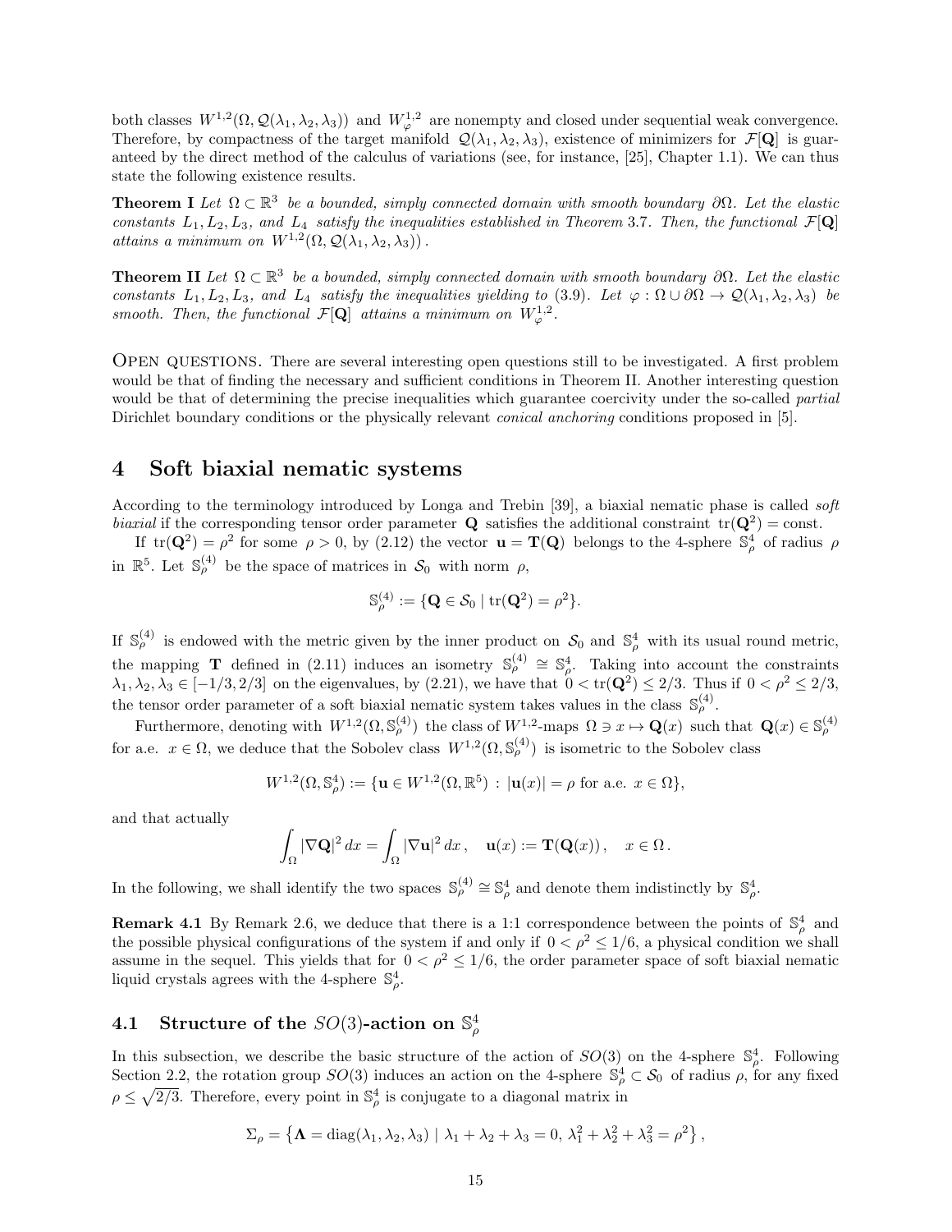both classes $W^{1,2}(\Omega, \mathcal{Q}(\lambda_1, \lambda_2, \lambda_3))$ and $W^{1,2}_\varphi$ are nonempty and closed under sequential weak convergence. Therefore, by compactness of the target manifold $\mathcal{Q}(\lambda_1, \lambda_2, \lambda_3)$, existence of minimizers for $\mathcal{F}[\mathbf{Q}]$ is guaranteed by the direct method of the calculus of variations (see, for instance, [25], Chapter 1.1). We can thus state the following existence results.

**Theorem I** *Let $\Omega \subset \mathbb{R}^3$ be a bounded, simply connected domain with smooth boundary $\partial\Omega$. Let the elastic constants $L_1, L_2, L_3,$ and $L_4$ satisfy the inequalities established in Theorem 3.7. Then, the functional $\mathcal{F}[\mathbf{Q}]$ attains a minimum on $W^{1,2}(\Omega, \mathcal{Q}(\lambda_1, \lambda_2, \lambda_3))$.*

**Theorem II** *Let $\Omega \subset \mathbb{R}^3$ be a bounded, simply connected domain with smooth boundary $\partial\Omega$. Let the elastic constants $L_1, L_2, L_3,$ and $L_4$ satisfy the inequalities yielding to (3.9). Let $\varphi : \Omega \cup \partial\Omega \to \mathcal{Q}(\lambda_1, \lambda_2, \lambda_3)$ be smooth. Then, the functional $\mathcal{F}[\mathbf{Q}]$ attains a minimum on $W^{1,2}_\varphi$.*

Open questions. There are several interesting open questions still to be investigated. A first problem would be that of finding the necessary and sufficient conditions in Theorem II. Another interesting question would be that of determining the precise inequalities which guarantee coercivity under the so-called *partial* Dirichlet boundary conditions or the physically relevant *conical anchoring* conditions proposed in [5].

# 4 Soft biaxial nematic systems

According to the terminology introduced by Longa and Trebin [39], a biaxial nematic phase is called *soft biaxial* if the corresponding tensor order parameter $\mathbf{Q}$ satisfies the additional constraint $\mathrm{tr}(\mathbf{Q}^2) = \mathrm{const}$.

If $\mathrm{tr}(\mathbf{Q}^2) = \rho^2$ for some $\rho > 0$, by (2.12) the vector $\mathbf{u} = \mathbf{T}(\mathbf{Q})$ belongs to the 4-sphere $\mathbb{S}^4_\rho$ of radius $\rho$ in $\mathbb{R}^5$. Let $\mathbb{S}^{(4)}_\rho$ be the space of matrices in $\mathcal{S}_0$ with norm $\rho$,

$$\mathbb{S}^{(4)}_\rho := \{\mathbf{Q} \in \mathcal{S}_0 \mid \mathrm{tr}(\mathbf{Q}^2) = \rho^2\}.$$

If $\mathbb{S}^{(4)}_\rho$ is endowed with the metric given by the inner product on $\mathcal{S}_0$ and $\mathbb{S}^4_\rho$ with its usual round metric, the mapping $\mathbf{T}$ defined in (2.11) induces an isometry $\mathbb{S}^{(4)}_\rho \cong \mathbb{S}^4_\rho$. Taking into account the constraints $\lambda_1, \lambda_2, \lambda_3 \in [-1/3, 2/3]$ on the eigenvalues, by (2.21), we have that $0 < \mathrm{tr}(\mathbf{Q}^2) \leq 2/3$. Thus if $0 < \rho^2 \leq 2/3$, the tensor order parameter of a soft biaxial nematic system takes values in the class $\mathbb{S}^{(4)}_\rho$.

Furthermore, denoting with $W^{1,2}(\Omega, \mathbb{S}^{(4)}_\rho)$ the class of $W^{1,2}$-maps $\Omega \ni x \mapsto \mathbf{Q}(x)$ such that $\mathbf{Q}(x) \in \mathbb{S}^{(4)}_\rho$ for a.e. $x \in \Omega$, we deduce that the Sobolev class $W^{1,2}(\Omega, \mathbb{S}^{(4)}_\rho)$ is isometric to the Sobolev class

$$W^{1,2}(\Omega, \mathbb{S}^4_\rho) := \{\mathbf{u} \in W^{1,2}(\Omega, \mathbb{R}^5) \,:\, |\mathbf{u}(x)| = \rho \text{ for a.e. } x \in \Omega\},$$

and that actually

$$\int_\Omega |\nabla \mathbf{Q}|^2 \, dx = \int_\Omega |\nabla \mathbf{u}|^2 \, dx \,, \quad \mathbf{u}(x) := \mathbf{T}(\mathbf{Q}(x)) \,, \quad x \in \Omega \,.$$

In the following, we shall identify the two spaces $\mathbb{S}^{(4)}_\rho \cong \mathbb{S}^4_\rho$ and denote them indistinctly by $\mathbb{S}^4_\rho$.

**Remark 4.1** By Remark 2.6, we deduce that there is a 1:1 correspondence between the points of $\mathbb{S}^4_\rho$ and the possible physical configurations of the system if and only if $0 < \rho^2 \leq 1/6$, a physical condition we shall assume in the sequel. This yields that for $0 < \rho^2 \leq 1/6$, the order parameter space of soft biaxial nematic liquid crystals agrees with the 4-sphere $\mathbb{S}^4_\rho$.

## 4.1 Structure of the $SO(3)$-action on $\mathbb{S}^4_\rho$

In this subsection, we describe the basic structure of the action of $SO(3)$ on the 4-sphere $\mathbb{S}^4_\rho$. Following Section 2.2, the rotation group $SO(3)$ induces an action on the 4-sphere $\mathbb{S}^4_\rho \subset \mathcal{S}_0$ of radius $\rho$, for any fixed $\rho \leq \sqrt{2/3}$. Therefore, every point in $\mathbb{S}^4_\rho$ is conjugate to a diagonal matrix in

$$\Sigma_\rho = \left\{\mathbf{\Lambda} = \mathrm{diag}(\lambda_1, \lambda_2, \lambda_3) \mid \lambda_1 + \lambda_2 + \lambda_3 = 0,\, \lambda_1^2 + \lambda_2^2 + \lambda_3^2 = \rho^2\right\},$$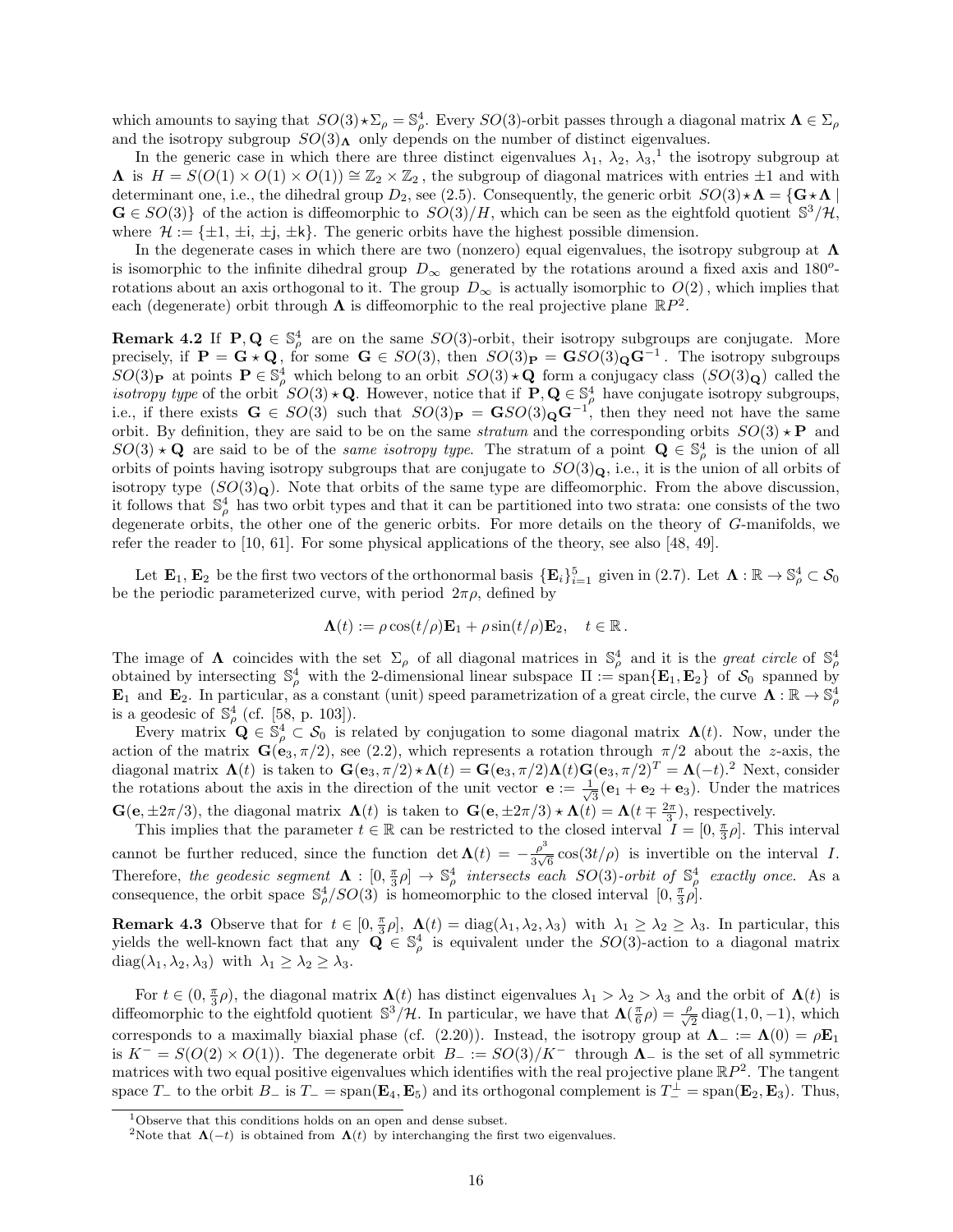which amounts to saying that $SO(3)\star\Sigma_\rho = \mathbb{S}^4_\rho$. Every $SO(3)$-orbit passes through a diagonal matrix $\mathbf{\Lambda} \in \Sigma_\rho$ and the isotropy subgroup $SO(3)_{\mathbf{\Lambda}}$ only depends on the number of distinct eigenvalues.

In the generic case in which there are three distinct eigenvalues $\lambda_1$, $\lambda_2$, $\lambda_3$,[1] the isotropy subgroup at $\mathbf{\Lambda}$ is $H = S(O(1)\times O(1)\times O(1)) \cong \mathbb{Z}_2 \times \mathbb{Z}_2$, the subgroup of diagonal matrices with entries $\pm 1$ and with determinant one, i.e., the dihedral group $D_2$, see (2.5). Consequently, the generic orbit $SO(3)\star\mathbf{\Lambda} = \{\mathbf{G}\star\mathbf{\Lambda} \mid \mathbf{G}\in SO(3)\}$ of the action is diffeomorphic to $SO(3)/H$, which can be seen as the eightfold quotient $\mathbb{S}^3/\mathcal{H}$, where $\mathcal{H} := \{\pm 1, \pm \mathsf{i}, \pm \mathsf{j}, \pm \mathsf{k}\}$. The generic orbits have the highest possible dimension.

In the degenerate cases in which there are two (nonzero) equal eigenvalues, the isotropy subgroup at $\mathbf{\Lambda}$ is isomorphic to the infinite dihedral group $D_\infty$ generated by the rotations around a fixed axis and $180^o$-rotations about an axis orthogonal to it. The group $D_\infty$ is actually isomorphic to $O(2)$, which implies that each (degenerate) orbit through $\mathbf{\Lambda}$ is diffeomorphic to the real projective plane $\mathbb{R}P^2$.

**Remark 4.2** If $\mathbf{P}, \mathbf{Q} \in \mathbb{S}^4_\rho$ are on the same $SO(3)$-orbit, their isotropy subgroups are conjugate. More precisely, if $\mathbf{P} = \mathbf{G}\star\mathbf{Q}$, for some $\mathbf{G}\in SO(3)$, then $SO(3)_{\mathbf{P}} = \mathbf{G}SO(3)_{\mathbf{Q}}\mathbf{G}^{-1}$. The isotropy subgroups $SO(3)_{\mathbf{P}}$ at points $\mathbf{P}\in\mathbb{S}^4_\rho$ which belong to an orbit $SO(3)\star\mathbf{Q}$ form a conjugacy class $(SO(3)_{\mathbf{Q}})$ called the *isotropy type* of the orbit $SO(3)\star\mathbf{Q}$. However, notice that if $\mathbf{P}, \mathbf{Q}\in\mathbb{S}^4_\rho$ have conjugate isotropy subgroups, i.e., if there exists $\mathbf{G}\in SO(3)$ such that $SO(3)_{\mathbf{P}} = \mathbf{G}SO(3)_{\mathbf{Q}}\mathbf{G}^{-1}$, then they need not have the same orbit. By definition, they are said to be on the same *stratum* and the corresponding orbits $SO(3)\star\mathbf{P}$ and $SO(3)\star\mathbf{Q}$ are said to be of the *same isotropy type*. The stratum of a point $\mathbf{Q}\in\mathbb{S}^4_\rho$ is the union of all orbits of points having isotropy subgroups that are conjugate to $SO(3)_{\mathbf{Q}}$, i.e., it is the union of all orbits of isotropy type $(SO(3)_{\mathbf{Q}})$. Note that orbits of the same type are diffeomorphic. From the above discussion, it follows that $\mathbb{S}^4_\rho$ has two orbit types and that it can be partitioned into two strata: one consists of the two degenerate orbits, the other one of the generic orbits. For more details on the theory of $G$-manifolds, we refer the reader to [10, 61]. For some physical applications of the theory, see also [48, 49].

Let $\mathbf{E}_1$, $\mathbf{E}_2$ be the first two vectors of the orthonormal basis $\{\mathbf{E}_i\}_{i=1}^5$ given in (2.7). Let $\mathbf{\Lambda}: \mathbb{R}\to\mathbb{S}^4_\rho\subset\mathcal{S}_0$ be the periodic parameterized curve, with period $2\pi\rho$, defined by

$$\mathbf{\Lambda}(t) := \rho\cos(t/\rho)\mathbf{E}_1 + \rho\sin(t/\rho)\mathbf{E}_2, \quad t\in\mathbb{R}\,.$$

The image of $\mathbf{\Lambda}$ coincides with the set $\Sigma_\rho$ of all diagonal matrices in $\mathbb{S}^4_\rho$ and it is the *great circle* of $\mathbb{S}^4_\rho$ obtained by intersecting $\mathbb{S}^4_\rho$ with the 2-dimensional linear subspace $\Pi := \mathrm{span}\{\mathbf{E}_1, \mathbf{E}_2\}$ of $\mathcal{S}_0$ spanned by $\mathbf{E}_1$ and $\mathbf{E}_2$. In particular, as a constant (unit) speed parametrization of a great circle, the curve $\mathbf{\Lambda}:\mathbb{R}\to\mathbb{S}^4_\rho$ is a geodesic of $\mathbb{S}^4_\rho$ (cf. [58, p. 103]).

Every matrix $\mathbf{Q}\in\mathbb{S}^4_\rho\subset\mathcal{S}_0$ is related by conjugation to some diagonal matrix $\mathbf{\Lambda}(t)$. Now, under the action of the matrix $\mathbf{G}(\mathbf{e}_3, \pi/2)$, see (2.2), which represents a rotation through $\pi/2$ about the $z$-axis, the diagonal matrix $\mathbf{\Lambda}(t)$ is taken to $\mathbf{G}(\mathbf{e}_3,\pi/2)\star\mathbf{\Lambda}(t) = \mathbf{G}(\mathbf{e}_3,\pi/2)\mathbf{\Lambda}(t)\mathbf{G}(\mathbf{e}_3,\pi/2)^T = \mathbf{\Lambda}(-t)$.[2] Next, consider the rotations about the axis in the direction of the unit vector $\mathbf{e} := \frac{1}{\sqrt{3}}(\mathbf{e}_1+\mathbf{e}_2+\mathbf{e}_3)$. Under the matrices $\mathbf{G}(\mathbf{e},\pm 2\pi/3)$, the diagonal matrix $\mathbf{\Lambda}(t)$ is taken to $\mathbf{G}(\mathbf{e},\pm 2\pi/3)\star\mathbf{\Lambda}(t) = \mathbf{\Lambda}(t\mp\frac{2\pi}{3})$, respectively.

This implies that the parameter $t\in\mathbb{R}$ can be restricted to the closed interval $I = [0, \frac{\pi}{3}\rho]$. This interval cannot be further reduced, since the function $\det\mathbf{\Lambda}(t) = -\frac{\rho^3}{3\sqrt{6}}\cos(3t/\rho)$ is invertible on the interval $I$. Therefore, *the geodesic segment* $\mathbf{\Lambda}: [0, \frac{\pi}{3}\rho]\to\mathbb{S}^4_\rho$ *intersects each* $SO(3)$*-orbit of* $\mathbb{S}^4_\rho$ *exactly once*. As a consequence, the orbit space $\mathbb{S}^4_\rho/SO(3)$ is homeomorphic to the closed interval $[0, \frac{\pi}{3}\rho]$.

**Remark 4.3** Observe that for $t\in[0,\frac{\pi}{3}\rho]$, $\mathbf{\Lambda}(t) = \mathrm{diag}(\lambda_1,\lambda_2,\lambda_3)$ with $\lambda_1\geq\lambda_2\geq\lambda_3$. In particular, this yields the well-known fact that any $\mathbf{Q}\in\mathbb{S}^4_\rho$ is equivalent under the $SO(3)$-action to a diagonal matrix $\mathrm{diag}(\lambda_1,\lambda_2,\lambda_3)$ with $\lambda_1\geq\lambda_2\geq\lambda_3$.

For $t\in(0,\frac{\pi}{3}\rho)$, the diagonal matrix $\mathbf{\Lambda}(t)$ has distinct eigenvalues $\lambda_1>\lambda_2>\lambda_3$ and the orbit of $\mathbf{\Lambda}(t)$ is diffeomorphic to the eightfold quotient $\mathbb{S}^3/\mathcal{H}$. In particular, we have that $\mathbf{\Lambda}(\frac{\pi}{6}\rho) = \frac{\rho}{\sqrt{2}}\mathrm{diag}(1,0,-1)$, which corresponds to a maximally biaxial phase (cf. (2.20)). Instead, the isotropy group at $\mathbf{\Lambda}_- := \mathbf{\Lambda}(0) = \rho\mathbf{E}_1$ is $K^- = S(O(2)\times O(1))$. The degenerate orbit $B_- := SO(3)/K^-$ through $\mathbf{\Lambda}_-$ is the set of all symmetric matrices with two equal positive eigenvalues which identifies with the real projective plane $\mathbb{R}P^2$. The tangent space $T_-$ to the orbit $B_-$ is $T_- = \mathrm{span}(\mathbf{E}_4,\mathbf{E}_5)$ and its orthogonal complement is $T_-^\perp = \mathrm{span}(\mathbf{E}_2,\mathbf{E}_3)$. Thus,

[1] Observe that this conditions holds on an open and dense subset.

[2] Note that $\mathbf{\Lambda}(-t)$ is obtained from $\mathbf{\Lambda}(t)$ by interchanging the first two eigenvalues.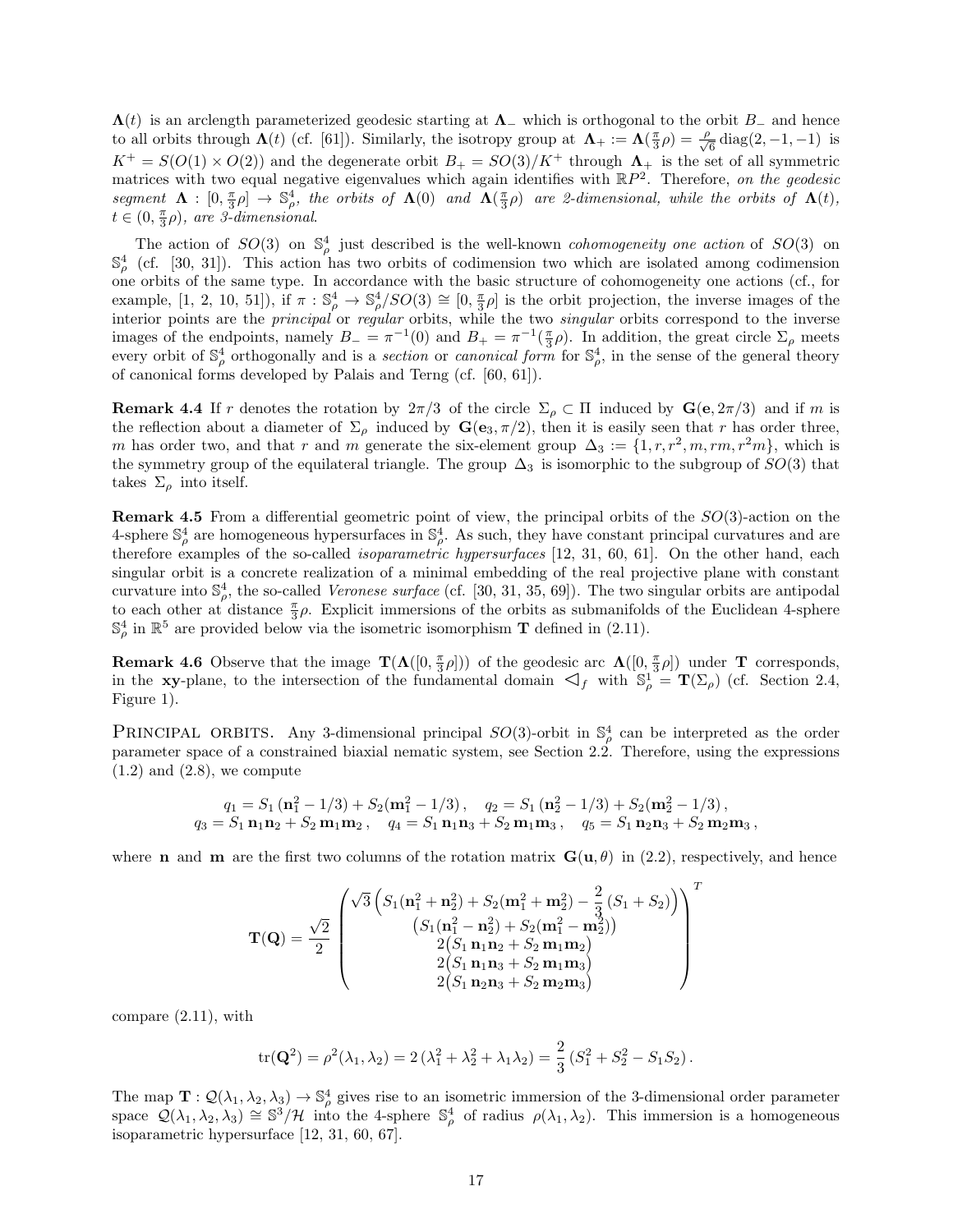$\mathbf{\Lambda}(t)$ is an arclength parameterized geodesic starting at $\mathbf{\Lambda}_-$ which is orthogonal to the orbit $B_-$ and hence to all orbits through $\mathbf{\Lambda}(t)$ (cf. [61]). Similarly, the isotropy group at $\mathbf{\Lambda}_+ := \mathbf{\Lambda}(\frac{\pi}{3}\rho) = \frac{\rho}{\sqrt{6}}\,\mathrm{diag}(2,-1,-1)$ is $K^+ = S(O(1)\times O(2))$ and the degenerate orbit $B_+ = SO(3)/K^+$ through $\mathbf{\Lambda}_+$ is the set of all symmetric matrices with two equal negative eigenvalues which again identifies with $\mathbb{R}P^2$. Therefore, *on the geodesic segment $\mathbf{\Lambda} : [0, \frac{\pi}{3}\rho] \to \mathbb{S}^4_\rho$, the orbits of $\mathbf{\Lambda}(0)$ and $\mathbf{\Lambda}(\frac{\pi}{3}\rho)$ are 2-dimensional, while the orbits of $\mathbf{\Lambda}(t)$, $t \in (0, \frac{\pi}{3}\rho)$, are 3-dimensional*.

The action of $SO(3)$ on $\mathbb{S}^4_\rho$ just described is the well-known *cohomogeneity one action* of $SO(3)$ on $\mathbb{S}^4_\rho$ (cf. [30, 31]). This action has two orbits of codimension two which are isolated among codimension one orbits of the same type. In accordance with the basic structure of cohomogeneity one actions (cf., for example, [1, 2, 10, 51]), if $\pi : \mathbb{S}^4_\rho \to \mathbb{S}^4_\rho/SO(3) \cong [0, \frac{\pi}{3}\rho]$ is the orbit projection, the inverse images of the interior points are the *principal* or *regular* orbits, while the two *singular* orbits correspond to the inverse images of the endpoints, namely $B_- = \pi^{-1}(0)$ and $B_+ = \pi^{-1}(\frac{\pi}{3}\rho)$. In addition, the great circle $\Sigma_\rho$ meets every orbit of $\mathbb{S}^4_\rho$ orthogonally and is a *section* or *canonical form* for $\mathbb{S}^4_\rho$, in the sense of the general theory of canonical forms developed by Palais and Terng (cf. [60, 61]).

**Remark 4.4** If $r$ denotes the rotation by $2\pi/3$ of the circle $\Sigma_\rho \subset \Pi$ induced by $\mathbf{G}(\mathbf{e}, 2\pi/3)$ and if $m$ is the reflection about a diameter of $\Sigma_\rho$ induced by $\mathbf{G}(\mathbf{e}_3, \pi/2)$, then it is easily seen that $r$ has order three, $m$ has order two, and that $r$ and $m$ generate the six-element group $\Delta_3 := \{1, r, r^2, m, rm, r^2m\}$, which is the symmetry group of the equilateral triangle. The group $\Delta_3$ is isomorphic to the subgroup of $SO(3)$ that takes $\Sigma_\rho$ into itself.

**Remark 4.5** From a differential geometric point of view, the principal orbits of the $SO(3)$-action on the 4-sphere $\mathbb{S}^4_\rho$ are homogeneous hypersurfaces in $\mathbb{S}^4_\rho$. As such, they have constant principal curvatures and are therefore examples of the so-called *isoparametric hypersurfaces* [12, 31, 60, 61]. On the other hand, each singular orbit is a concrete realization of a minimal embedding of the real projective plane with constant curvature into $\mathbb{S}^4_\rho$, the so-called *Veronese surface* (cf. [30, 31, 35, 69]). The two singular orbits are antipodal to each other at distance $\frac{\pi}{3}\rho$. Explicit immersions of the orbits as submanifolds of the Euclidean 4-sphere $\mathbb{S}^4_\rho$ in $\mathbb{R}^5$ are provided below via the isometric isomorphism $\mathbf{T}$ defined in (2.11).

**Remark 4.6** Observe that the image $\mathbf{T}(\mathbf{\Lambda}([0, \frac{\pi}{3}\rho]))$ of the geodesic arc $\mathbf{\Lambda}([0, \frac{\pi}{3}\rho])$ under $\mathbf{T}$ corresponds, in the $\mathbf{xy}$-plane, to the intersection of the fundamental domain $\lhd_f$ with $\mathbb{S}^1_\rho = \mathbf{T}(\Sigma_\rho)$ (cf. Section 2.4, Figure 1).

PRINCIPAL ORBITS. Any 3-dimensional principal $SO(3)$-orbit in $\mathbb{S}^4_\rho$ can be interpreted as the order parameter space of a constrained biaxial nematic system, see Section 2.2. Therefore, using the expressions (1.2) and (2.8), we compute

$$
q_1 = S_1\,(\mathbf{n}_1^2 - 1/3) + S_2(\mathbf{m}_1^2 - 1/3)\,, \quad q_2 = S_1\,(\mathbf{n}_2^2 - 1/3) + S_2(\mathbf{m}_2^2 - 1/3)\,,
$$
$$
q_3 = S_1\,\mathbf{n}_1\mathbf{n}_2 + S_2\,\mathbf{m}_1\mathbf{m}_2\,, \quad q_4 = S_1\,\mathbf{n}_1\mathbf{n}_3 + S_2\,\mathbf{m}_1\mathbf{m}_3\,, \quad q_5 = S_1\,\mathbf{n}_2\mathbf{n}_3 + S_2\,\mathbf{m}_2\mathbf{m}_3\,,
$$

where $\mathbf{n}$ and $\mathbf{m}$ are the first two columns of the rotation matrix $\mathbf{G}(\mathbf{u}, \theta)$ in (2.2), respectively, and hence

$$
\mathbf{T}(\mathbf{Q}) = \frac{\sqrt{2}}{2}\begin{pmatrix} \sqrt{3}\left(S_1(\mathbf{n}_1^2 + \mathbf{n}_2^2) + S_2(\mathbf{m}_1^2 + \mathbf{m}_2^2) - \dfrac{2}{3}\,(S_1 + S_2)\right) \\ \left(S_1(\mathbf{n}_1^2 - \mathbf{n}_2^2) + S_2(\mathbf{m}_1^2 - \mathbf{m}_2^2)\right) \\ 2\left(S_1\,\mathbf{n}_1\mathbf{n}_2 + S_2\,\mathbf{m}_1\mathbf{m}_2\right) \\ 2\left(S_1\,\mathbf{n}_1\mathbf{n}_3 + S_2\,\mathbf{m}_1\mathbf{m}_3\right) \\ 2\left(S_1\,\mathbf{n}_2\mathbf{n}_3 + S_2\,\mathbf{m}_2\mathbf{m}_3\right) \end{pmatrix}^T
$$

compare (2.11), with

$$
\mathrm{tr}(\mathbf{Q}^2) = \rho^2(\lambda_1, \lambda_2) = 2\,(\lambda_1^2 + \lambda_2^2 + \lambda_1\lambda_2) = \frac{2}{3}\,(S_1^2 + S_2^2 - S_1S_2)\,.
$$

The map $\mathbf{T} : \mathcal{Q}(\lambda_1, \lambda_2, \lambda_3) \to \mathbb{S}^4_\rho$ gives rise to an isometric immersion of the 3-dimensional order parameter space $\mathcal{Q}(\lambda_1, \lambda_2, \lambda_3) \cong \mathbb{S}^3/\mathcal{H}$ into the 4-sphere $\mathbb{S}^4_\rho$ of radius $\rho(\lambda_1, \lambda_2)$. This immersion is a homogeneous isoparametric hypersurface [12, 31, 60, 67].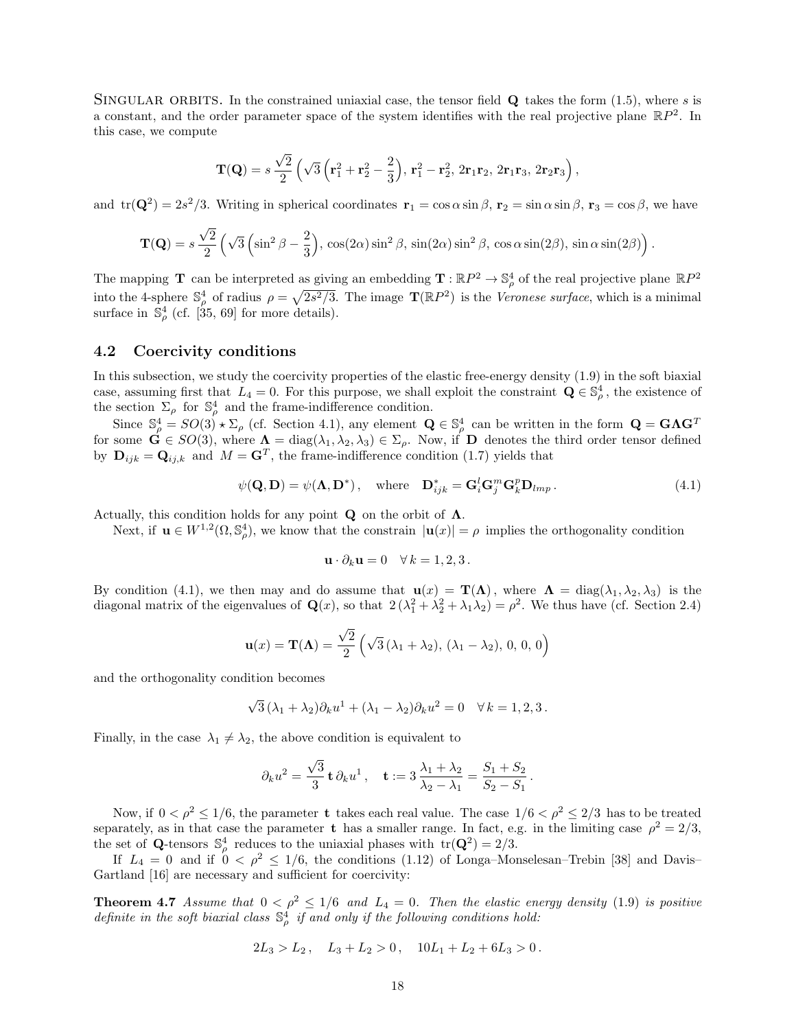Singular orbits. In the constrained uniaxial case, the tensor field $\mathbf{Q}$ takes the form (1.5), where $s$ is a constant, and the order parameter space of the system identifies with the real projective plane $\mathbb{R}P^2$. In this case, we compute

$$\mathbf{T}(\mathbf{Q}) = s\,\frac{\sqrt{2}}{2}\left(\sqrt{3}\left(\mathbf{r}_1^2+\mathbf{r}_2^2-\frac{2}{3}\right),\, \mathbf{r}_1^2-\mathbf{r}_2^2,\, 2\mathbf{r}_1\mathbf{r}_2,\, 2\mathbf{r}_1\mathbf{r}_3,\, 2\mathbf{r}_2\mathbf{r}_3\right),$$

and $\mathrm{tr}(\mathbf{Q}^2) = 2s^2/3$. Writing in spherical coordinates $\mathbf{r}_1 = \cos\alpha\sin\beta$, $\mathbf{r}_2 = \sin\alpha\sin\beta$, $\mathbf{r}_3 = \cos\beta$, we have

$$\mathbf{T}(\mathbf{Q}) = s\,\frac{\sqrt{2}}{2}\left(\sqrt{3}\left(\sin^2\beta-\frac{2}{3}\right),\, \cos(2\alpha)\sin^2\beta,\, \sin(2\alpha)\sin^2\beta,\, \cos\alpha\sin(2\beta),\, \sin\alpha\sin(2\beta)\right).$$

The mapping $\mathbf{T}$ can be interpreted as giving an embedding $\mathbf{T} : \mathbb{R}P^2 \to \mathbb{S}^4_\rho$ of the real projective plane $\mathbb{R}P^2$ into the 4-sphere $\mathbb{S}^4_\rho$ of radius $\rho = \sqrt{2s^2/3}$. The image $\mathbf{T}(\mathbb{R}P^2)$ is the *Veronese surface*, which is a minimal surface in $\mathbb{S}^4_\rho$ (cf. [35, 69] for more details).

## 4.2 Coercivity conditions

In this subsection, we study the coercivity properties of the elastic free-energy density (1.9) in the soft biaxial case, assuming first that $L_4 = 0$. For this purpose, we shall exploit the constraint $\mathbf{Q} \in \mathbb{S}^4_\rho$, the existence of the section $\Sigma_\rho$ for $\mathbb{S}^4_\rho$ and the frame-indifference condition.

Since $\mathbb{S}^4_\rho = SO(3) \star \Sigma_\rho$ (cf. Section 4.1), any element $\mathbf{Q} \in \mathbb{S}^4_\rho$ can be written in the form $\mathbf{Q} = \mathbf{G}\mathbf{\Lambda}\mathbf{G}^T$ for some $\mathbf{G} \in SO(3)$, where $\mathbf{\Lambda} = \mathrm{diag}(\lambda_1, \lambda_2, \lambda_3) \in \Sigma_\rho$. Now, if $\mathbf{D}$ denotes the third order tensor defined by $\mathbf{D}_{ijk} = \mathbf{Q}_{ij,k}$ and $M = \mathbf{G}^T$, the frame-indifference condition (1.7) yields that

$$\psi(\mathbf{Q}, \mathbf{D}) = \psi(\mathbf{\Lambda}, \mathbf{D}^*), \quad \text{where} \quad \mathbf{D}^*_{ijk} = \mathbf{G}^l_i \mathbf{G}^m_j \mathbf{G}^p_k \mathbf{D}_{lmp}. \tag{4.1}$$

Actually, this condition holds for any point $\mathbf{Q}$ on the orbit of $\mathbf{\Lambda}$.

Next, if $\mathbf{u} \in W^{1,2}(\Omega, \mathbb{S}^4_\rho)$, we know that the constrain $|\mathbf{u}(x)| = \rho$ implies the orthogonality condition

$$\mathbf{u} \cdot \partial_k \mathbf{u} = 0 \quad \forall\, k = 1, 2, 3.$$

By condition (4.1), we then may and do assume that $\mathbf{u}(x) = \mathbf{T}(\mathbf{\Lambda})$, where $\mathbf{\Lambda} = \mathrm{diag}(\lambda_1, \lambda_2, \lambda_3)$ is the diagonal matrix of the eigenvalues of $\mathbf{Q}(x)$, so that $2(\lambda_1^2 + \lambda_2^2 + \lambda_1\lambda_2) = \rho^2$. We thus have (cf. Section 2.4)

$$\mathbf{u}(x) = \mathbf{T}(\mathbf{\Lambda}) = \frac{\sqrt{2}}{2}\left(\sqrt{3}\,(\lambda_1+\lambda_2),\, (\lambda_1-\lambda_2),\, 0,\, 0,\, 0\right)$$

and the orthogonality condition becomes

$$\sqrt{3}\,(\lambda_1+\lambda_2)\partial_k u^1 + (\lambda_1-\lambda_2)\partial_k u^2 = 0 \quad \forall\, k = 1, 2, 3.$$

Finally, in the case $\lambda_1 \neq \lambda_2$, the above condition is equivalent to

$$\partial_k u^2 = \frac{\sqrt{3}}{3}\,\mathbf{t}\,\partial_k u^1, \quad \mathbf{t} := 3\,\frac{\lambda_1+\lambda_2}{\lambda_2-\lambda_1} = \frac{S_1+S_2}{S_2-S_1}.$$

Now, if $0 < \rho^2 \leq 1/6$, the parameter $\mathbf{t}$ takes each real value. The case $1/6 < \rho^2 \leq 2/3$ has to be treated separately, as in that case the parameter $\mathbf{t}$ has a smaller range. In fact, e.g. in the limiting case $\rho^2 = 2/3$, the set of $\mathbf{Q}$-tensors $\mathbb{S}^4_\rho$ reduces to the uniaxial phases with $\mathrm{tr}(\mathbf{Q}^2) = 2/3$.

If $L_4 = 0$ and if $0 < \rho^2 \leq 1/6$, the conditions (1.12) of Longa–Monselesan–Trebin [38] and Davis–Gartland [16] are necessary and sufficient for coercivity:

**Theorem 4.7** *Assume that $0 < \rho^2 \leq 1/6$ and $L_4 = 0$. Then the elastic energy density (1.9) is positive definite in the soft biaxial class $\mathbb{S}^4_\rho$ if and only if the following conditions hold:*

$$2L_3 > L_2, \quad L_3 + L_2 > 0, \quad 10L_1 + L_2 + 6L_3 > 0.$$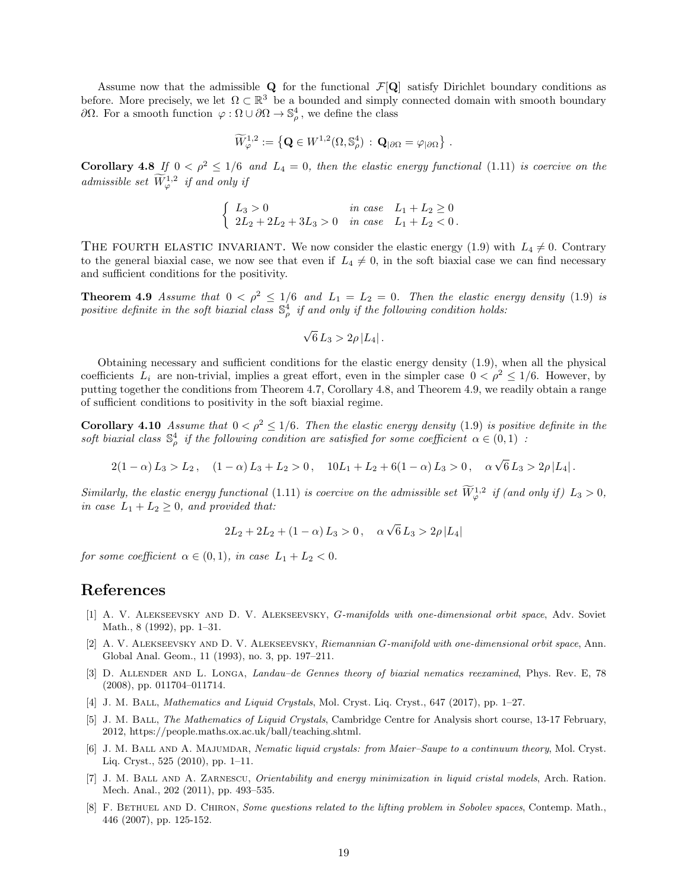Assume now that the admissible $\mathbf{Q}$ for the functional $\mathcal{F}[\mathbf{Q}]$ satisfy Dirichlet boundary conditions as before. More precisely, we let $\Omega \subset \mathbb{R}^3$ be a bounded and simply connected domain with smooth boundary $\partial\Omega$. For a smooth function $\varphi : \Omega \cup \partial\Omega \to \mathbb{S}^4_\rho$, we define the class

$$\widetilde{W}^{1,2}_\varphi := \left\{ \mathbf{Q} \in W^{1,2}(\Omega, \mathbb{S}^4_\rho) \, : \, \mathbf{Q}_{|\partial\Omega} = \varphi_{|\partial\Omega} \right\} .$$

**Corollary 4.8** *If* $0 < \rho^2 \leq 1/6$ *and* $L_4 = 0$*, then the elastic energy functional* (1.11) *is coercive on the admissible set* $\widetilde{W}^{1,2}_\varphi$ *if and only if*

$$\begin{cases} L_3 > 0 & \text{in case} \quad L_1 + L_2 \geq 0 \\ 2L_2 + 2L_2 + 3L_3 > 0 & \text{in case} \quad L_1 + L_2 < 0 . \end{cases}$$

THE FOURTH ELASTIC INVARIANT. We now consider the elastic energy (1.9) with $L_4 \neq 0$. Contrary to the general biaxial case, we now see that even if $L_4 \neq 0$, in the soft biaxial case we can find necessary and sufficient conditions for the positivity.

**Theorem 4.9** *Assume that* $0 < \rho^2 \leq 1/6$ *and* $L_1 = L_2 = 0$*. Then the elastic energy density* (1.9) *is positive definite in the soft biaxial class* $\mathbb{S}^4_\rho$ *if and only if the following condition holds:*

$$\sqrt{6}\, L_3 > 2\rho\, |L_4| \, .$$

Obtaining necessary and sufficient conditions for the elastic energy density (1.9), when all the physical coefficients $L_i$ are non-trivial, implies a great effort, even in the simpler case $0 < \rho^2 \leq 1/6$. However, by putting together the conditions from Theorem 4.7, Corollary 4.8, and Theorem 4.9, we readily obtain a range of sufficient conditions to positivity in the soft biaxial regime.

**Corollary 4.10** *Assume that* $0 < \rho^2 \leq 1/6$*. Then the elastic energy density* (1.9) *is positive definite in the soft biaxial class* $\mathbb{S}^4_\rho$ *if the following condition are satisfied for some coefficient* $\alpha \in (0, 1)$ *:*

$$2(1-\alpha)\, L_3 > L_2 \, , \quad (1-\alpha)\, L_3 + L_2 > 0 \, , \quad 10L_1 + L_2 + 6(1-\alpha)\, L_3 > 0 \, , \quad \alpha\sqrt{6}\, L_3 > 2\rho\, |L_4| \, .$$

*Similarly, the elastic energy functional* (1.11) *is coercive on the admissible set* $\widetilde{W}^{1,2}_\varphi$ *if (and only if)* $L_3 > 0$*, in case* $L_1 + L_2 \geq 0$*, and provided that:*

$$2L_2 + 2L_2 + (1-\alpha)\, L_3 > 0 \, , \quad \alpha\sqrt{6}\, L_3 > 2\rho\, |L_4|$$

*for some coefficient* $\alpha \in (0, 1)$*, in case* $L_1 + L_2 < 0$*.*

# References

[1] A. V. Alekseevsky and D. V. Alekseevsky, *G-manifolds with one-dimensional orbit space*, Adv. Soviet Math., 8 (1992), pp. 1–31.

[2] A. V. Alekseevsky and D. V. Alekseevsky, *Riemannian G-manifold with one-dimensional orbit space*, Ann. Global Anal. Geom., 11 (1993), no. 3, pp. 197–211.

[3] D. Allender and L. Longa, *Landau–de Gennes theory of biaxial nematics reexamined*, Phys. Rev. E, 78 (2008), pp. 011704–011714.

[4] J. M. Ball, *Mathematics and Liquid Crystals*, Mol. Cryst. Liq. Cryst., 647 (2017), pp. 1–27.

[5] J. M. Ball, *The Mathematics of Liquid Crystals*, Cambridge Centre for Analysis short course, 13-17 February, 2012, https://people.maths.ox.ac.uk/ball/teaching.shtml.

[6] J. M. Ball and A. Majumdar, *Nematic liquid crystals: from Maier–Saupe to a continuum theory*, Mol. Cryst. Liq. Cryst., 525 (2010), pp. 1–11.

[7] J. M. Ball and A. Zarnescu, *Orientability and energy minimization in liquid cristal models*, Arch. Ration. Mech. Anal., 202 (2011), pp. 493–535.

[8] F. Bethuel and D. Chiron, *Some questions related to the lifting problem in Sobolev spaces*, Contemp. Math., 446 (2007), pp. 125-152.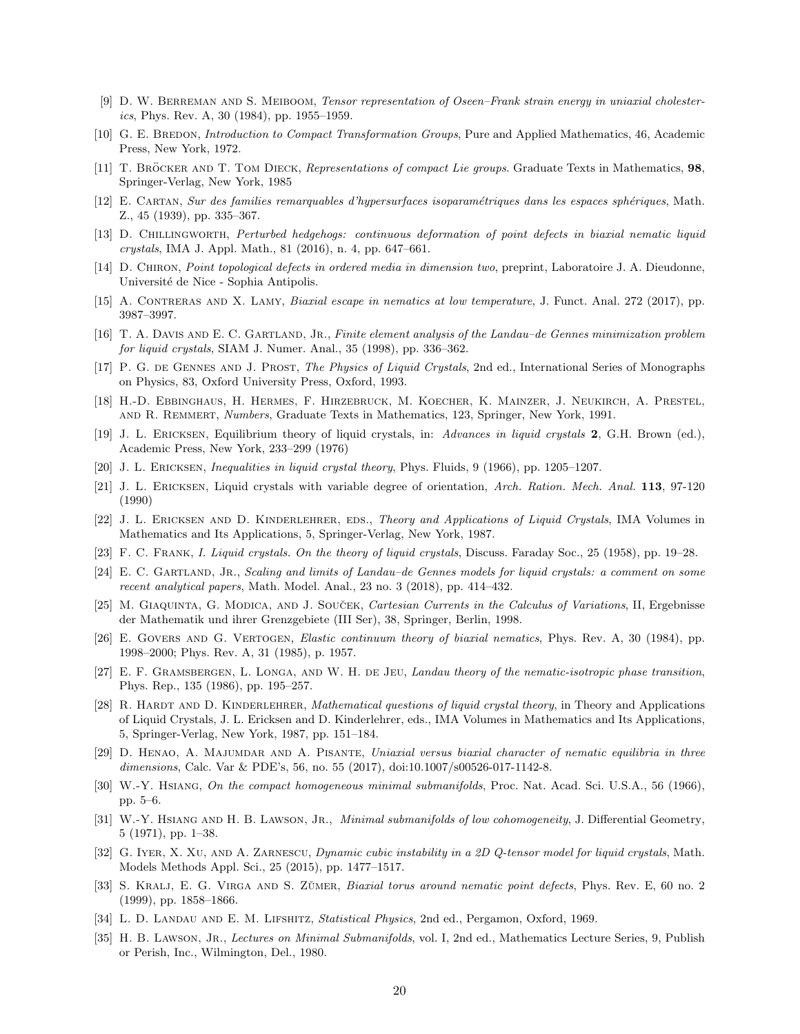[9] D. W. Berreman and S. Meiboom, *Tensor representation of Oseen–Frank strain energy in uniaxial cholesterics*, Phys. Rev. A, 30 (1984), pp. 1955–1959.

[10] G. E. Bredon, *Introduction to Compact Transformation Groups*, Pure and Applied Mathematics, 46, Academic Press, New York, 1972.

[11] T. Bröcker and T. Tom Dieck, *Representations of compact Lie groups*. Graduate Texts in Mathematics, **98**, Springer-Verlag, New York, 1985

[12] E. Cartan, *Sur des families remarquables d'hypersurfaces isoparamétriques dans les espaces sphériques*, Math. Z., 45 (1939), pp. 335–367.

[13] D. Chillingworth, *Perturbed hedgehogs: continuous deformation of point defects in biaxial nematic liquid crystals*, IMA J. Appl. Math., 81 (2016), n. 4, pp. 647–661.

[14] D. Chiron, *Point topological defects in ordered media in dimension two*, preprint, Laboratoire J. A. Dieudonne, Université de Nice - Sophia Antipolis.

[15] A. Contreras and X. Lamy, *Biaxial escape in nematics at low temperature*, J. Funct. Anal. 272 (2017), pp. 3987–3997.

[16] T. A. Davis and E. C. Gartland, Jr., *Finite element analysis of the Landau–de Gennes minimization problem for liquid crystals*, SIAM J. Numer. Anal., 35 (1998), pp. 336–362.

[17] P. G. de Gennes and J. Prost, *The Physics of Liquid Crystals*, 2nd ed., International Series of Monographs on Physics, 83, Oxford University Press, Oxford, 1993.

[18] H.-D. Ebbinghaus, H. Hermes, F. Hirzebruck, M. Koecher, K. Mainzer, J. Neukirch, A. Prestel, and R. Remmert, *Numbers*, Graduate Texts in Mathematics, 123, Springer, New York, 1991.

[19] J. L. Ericksen, Equilibrium theory of liquid crystals, in: *Advances in liquid crystals* **2**, G.H. Brown (ed.), Academic Press, New York, 233–299 (1976)

[20] J. L. Ericksen, *Inequalities in liquid crystal theory*, Phys. Fluids, 9 (1966), pp. 1205–1207.

[21] J. L. Ericksen, Liquid crystals with variable degree of orientation, *Arch. Ration. Mech. Anal.* **113**, 97-120 (1990)

[22] J. L. Ericksen and D. Kinderlehrer, eds., *Theory and Applications of Liquid Crystals*, IMA Volumes in Mathematics and Its Applications, 5, Springer-Verlag, New York, 1987.

[23] F. C. Frank, *I. Liquid crystals. On the theory of liquid crystals*, Discuss. Faraday Soc., 25 (1958), pp. 19–28.

[24] E. C. Gartland, Jr., *Scaling and limits of Landau–de Gennes models for liquid crystals: a comment on some recent analytical papers*, Math. Model. Anal., 23 no. 3 (2018), pp. 414–432.

[25] M. Giaquinta, G. Modica, and J. Souček, *Cartesian Currents in the Calculus of Variations*, II, Ergebnisse der Mathematik und ihrer Grenzgebiete (III Ser), 38, Springer, Berlin, 1998.

[26] E. Govers and G. Vertogen, *Elastic continuum theory of biaxial nematics*, Phys. Rev. A, 30 (1984), pp. 1998–2000; Phys. Rev. A, 31 (1985), p. 1957.

[27] E. F. Gramsbergen, L. Longa, and W. H. de Jeu, *Landau theory of the nematic-isotropic phase transition*, Phys. Rep., 135 (1986), pp. 195–257.

[28] R. Hardt and D. Kinderlehrer, *Mathematical questions of liquid crystal theory*, in Theory and Applications of Liquid Crystals, J. L. Ericksen and D. Kinderlehrer, eds., IMA Volumes in Mathematics and Its Applications, 5, Springer-Verlag, New York, 1987, pp. 151–184.

[29] D. Henao, A. Majumdar and A. Pisante, *Uniaxial versus biaxial character of nematic equilibria in three dimensions*, Calc. Var & PDE's, 56, no. 55 (2017), doi:10.1007/s00526-017-1142-8.

[30] W.-Y. Hsiang, *On the compact homogeneous minimal submanifolds*, Proc. Nat. Acad. Sci. U.S.A., 56 (1966), pp. 5–6.

[31] W.-Y. Hsiang and H. B. Lawson, Jr., *Minimal submanifolds of low cohomogeneity*, J. Differential Geometry, 5 (1971), pp. 1–38.

[32] G. Iyer, X. Xu, and A. Zarnescu, *Dynamic cubic instability in a 2D Q-tensor model for liquid crystals*, Math. Models Methods Appl. Sci., 25 (2015), pp. 1477–1517.

[33] S. Kralj, E. G. Virga and S. Zǔmer, *Biaxial torus around nematic point defects*, Phys. Rev. E, 60 no. 2 (1999), pp. 1858–1866.

[34] L. D. Landau and E. M. Lifshitz, *Statistical Physics*, 2nd ed., Pergamon, Oxford, 1969.

[35] H. B. Lawson, Jr., *Lectures on Minimal Submanifolds*, vol. I, 2nd ed., Mathematics Lecture Series, 9, Publish or Perish, Inc., Wilmington, Del., 1980.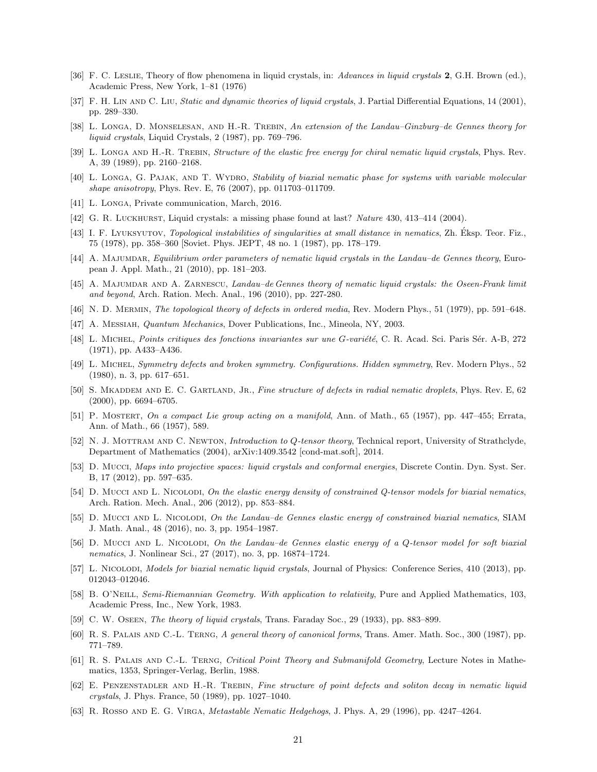[36] F. C. Leslie, Theory of flow phenomena in liquid crystals, in: *Advances in liquid crystals* **2**, G.H. Brown (ed.), Academic Press, New York, 1–81 (1976)

[37] F. H. Lin and C. Liu, *Static and dynamic theories of liquid crystals*, J. Partial Differential Equations, 14 (2001), pp. 289–330.

[38] L. Longa, D. Monselesan, and H.-R. Trebin, *An extension of the Landau–Ginzburg–de Gennes theory for liquid crystals*, Liquid Crystals, 2 (1987), pp. 769–796.

[39] L. Longa and H.-R. Trebin, *Structure of the elastic free energy for chiral nematic liquid crystals*, Phys. Rev. A, 39 (1989), pp. 2160–2168.

[40] L. Longa, G. Pajak, and T. Wydro, *Stability of biaxial nematic phase for systems with variable molecular shape anisotropy*, Phys. Rev. E, 76 (2007), pp. 011703–011709.

[41] L. Longa, Private communication, March, 2016.

[42] G. R. Luckhurst, Liquid crystals: a missing phase found at last? *Nature* 430, 413–414 (2004).

[43] I. F. Lyuksyutov, *Topological instabilities of singularities at small distance in nematics*, Zh. Éksp. Teor. Fiz., 75 (1978), pp. 358–360 [Soviet. Phys. JEPT, 48 no. 1 (1987), pp. 178–179.

[44] A. Majumdar, *Equilibrium order parameters of nematic liquid crystals in the Landau–de Gennes theory*, European J. Appl. Math., 21 (2010), pp. 181–203.

[45] A. Majumdar and A. Zarnescu, *Landau–de Gennes theory of nematic liquid crystals: the Oseen-Frank limit and beyond*, Arch. Ration. Mech. Anal., 196 (2010), pp. 227-280.

[46] N. D. Mermin, *The topological theory of defects in ordered media*, Rev. Modern Phys., 51 (1979), pp. 591–648.

[47] A. Messiah, *Quantum Mechanics*, Dover Publications, Inc., Mineola, NY, 2003.

[48] L. Michel, *Points critiques des fonctions invariantes sur une G-variété*, C. R. Acad. Sci. Paris Sér. A-B, 272 (1971), pp. A433–A436.

[49] L. Michel, *Symmetry defects and broken symmetry. Configurations. Hidden symmetry*, Rev. Modern Phys., 52 (1980), n. 3, pp. 617–651.

[50] S. Mkaddem and E. C. Gartland, Jr., *Fine structure of defects in radial nematic droplets*, Phys. Rev. E, 62 (2000), pp. 6694–6705.

[51] P. Mostert, *On a compact Lie group acting on a manifold*, Ann. of Math., 65 (1957), pp. 447–455; Errata, Ann. of Math., 66 (1957), 589.

[52] N. J. Mottram and C. Newton, *Introduction to Q-tensor theory*, Technical report, University of Strathclyde, Department of Mathematics (2004), arXiv:1409.3542 [cond-mat.soft], 2014.

[53] D. Mucci, *Maps into projective spaces: liquid crystals and conformal energies*, Discrete Contin. Dyn. Syst. Ser. B, 17 (2012), pp. 597–635.

[54] D. Mucci and L. Nicolodi, *On the elastic energy density of constrained Q-tensor models for biaxial nematics*, Arch. Ration. Mech. Anal., 206 (2012), pp. 853–884.

[55] D. Mucci and L. Nicolodi, *On the Landau–de Gennes elastic energy of constrained biaxial nematics*, SIAM J. Math. Anal., 48 (2016), no. 3, pp. 1954–1987.

[56] D. Mucci and L. Nicolodi, *On the Landau–de Gennes elastic energy of a Q-tensor model for soft biaxial nematics*, J. Nonlinear Sci., 27 (2017), no. 3, pp. 16874–1724.

[57] L. Nicolodi, *Models for biaxial nematic liquid crystals*, Journal of Physics: Conference Series, 410 (2013), pp. 012043–012046.

[58] B. O'Neill, *Semi-Riemannian Geometry. With application to relativity*, Pure and Applied Mathematics, 103, Academic Press, Inc., New York, 1983.

[59] C. W. Oseen, *The theory of liquid crystals*, Trans. Faraday Soc., 29 (1933), pp. 883–899.

[60] R. S. Palais and C.-L. Terng, *A general theory of canonical forms*, Trans. Amer. Math. Soc., 300 (1987), pp. 771–789.

[61] R. S. Palais and C.-L. Terng, *Critical Point Theory and Submanifold Geometry*, Lecture Notes in Mathematics, 1353, Springer-Verlag, Berlin, 1988.

[62] E. Penzenstadler and H.-R. Trebin, *Fine structure of point defects and soliton decay in nematic liquid crystals*, J. Phys. France, 50 (1989), pp. 1027–1040.

[63] R. Rosso and E. G. Virga, *Metastable Nematic Hedgehogs*, J. Phys. A, 29 (1996), pp. 4247–4264.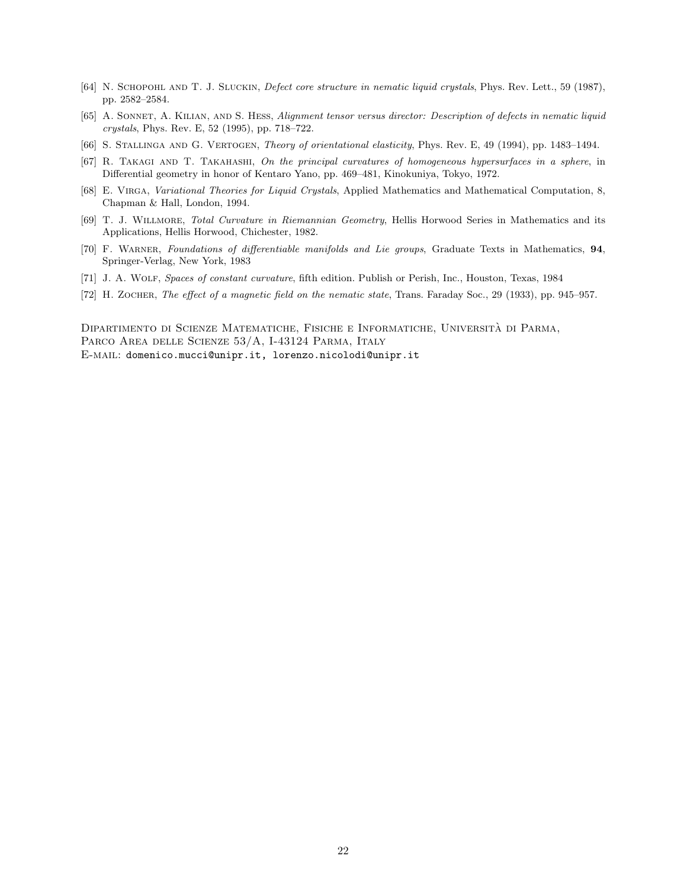[64] N. Schopohl and T. J. Sluckin, *Defect core structure in nematic liquid crystals*, Phys. Rev. Lett., 59 (1987), pp. 2582–2584.

[65] A. Sonnet, A. Kilian, and S. Hess, *Alignment tensor versus director: Description of defects in nematic liquid crystals*, Phys. Rev. E, 52 (1995), pp. 718–722.

[66] S. Stallinga and G. Vertogen, *Theory of orientational elasticity*, Phys. Rev. E, 49 (1994), pp. 1483–1494.

[67] R. Takagi and T. Takahashi, *On the principal curvatures of homogeneous hypersurfaces in a sphere*, in Differential geometry in honor of Kentaro Yano, pp. 469–481, Kinokuniya, Tokyo, 1972.

[68] E. Virga, *Variational Theories for Liquid Crystals*, Applied Mathematics and Mathematical Computation, 8, Chapman & Hall, London, 1994.

[69] T. J. Willmore, *Total Curvature in Riemannian Geometry*, Hellis Horwood Series in Mathematics and its Applications, Hellis Horwood, Chichester, 1982.

[70] F. Warner, *Foundations of differentiable manifolds and Lie groups*, Graduate Texts in Mathematics, **94**, Springer-Verlag, New York, 1983

[71] J. A. Wolf, *Spaces of constant curvature*, fifth edition. Publish or Perish, Inc., Houston, Texas, 1984

[72] H. Zocher, *The effect of a magnetic field on the nematic state*, Trans. Faraday Soc., 29 (1933), pp. 945–957.

Dipartimento di Scienze Matematiche, Fisiche e Informatiche, Università di Parma,
Parco Area delle Scienze 53/A, I-43124 Parma, Italy
E-mail: domenico.mucci@unipr.it, lorenzo.nicolodi@unipr.it